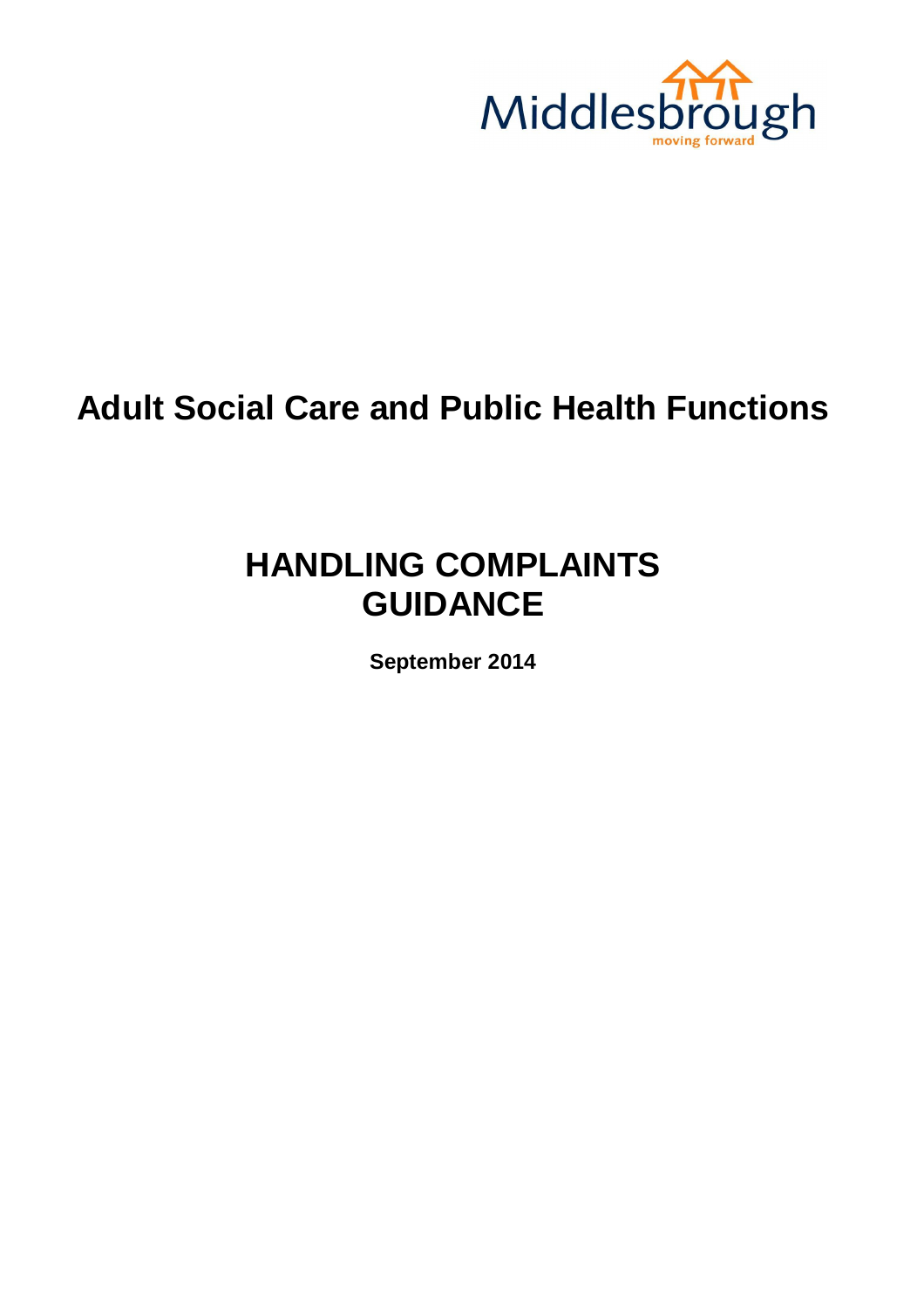Middlesbrough

moving forward

# Adult Social Care and Public Health Functions

# HANDLING COMPLAINTS GUIDANCE

**September 2014**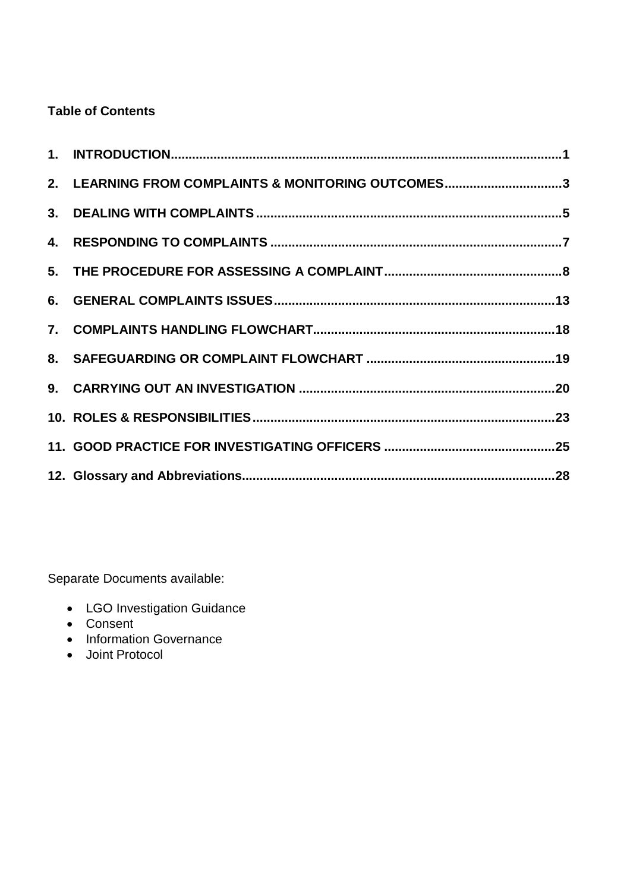**Table of Contents**

1. INTRODUCTION..........1
2. LEARNING FROM COMPLAINTS & MONITORING OUTCOMES..........3
3. DEALING WITH COMPLAINTS..........5
4. RESPONDING TO COMPLAINTS..........7
5. THE PROCEDURE FOR ASSESSING A COMPLAINT..........8
6. GENERAL COMPLAINTS ISSUES..........13
7. COMPLAINTS HANDLING FLOWCHART..........18
8. SAFEGUARDING OR COMPLAINT FLOWCHART..........19
9. CARRYING OUT AN INVESTIGATION..........20
10. ROLES & RESPONSIBILITIES..........23
11. GOOD PRACTICE FOR INVESTIGATING OFFICERS..........25
12. Glossary and Abbreviations..........28

Separate Documents available:

- LGO Investigation Guidance
- Consent
- Information Governance
- Joint Protocol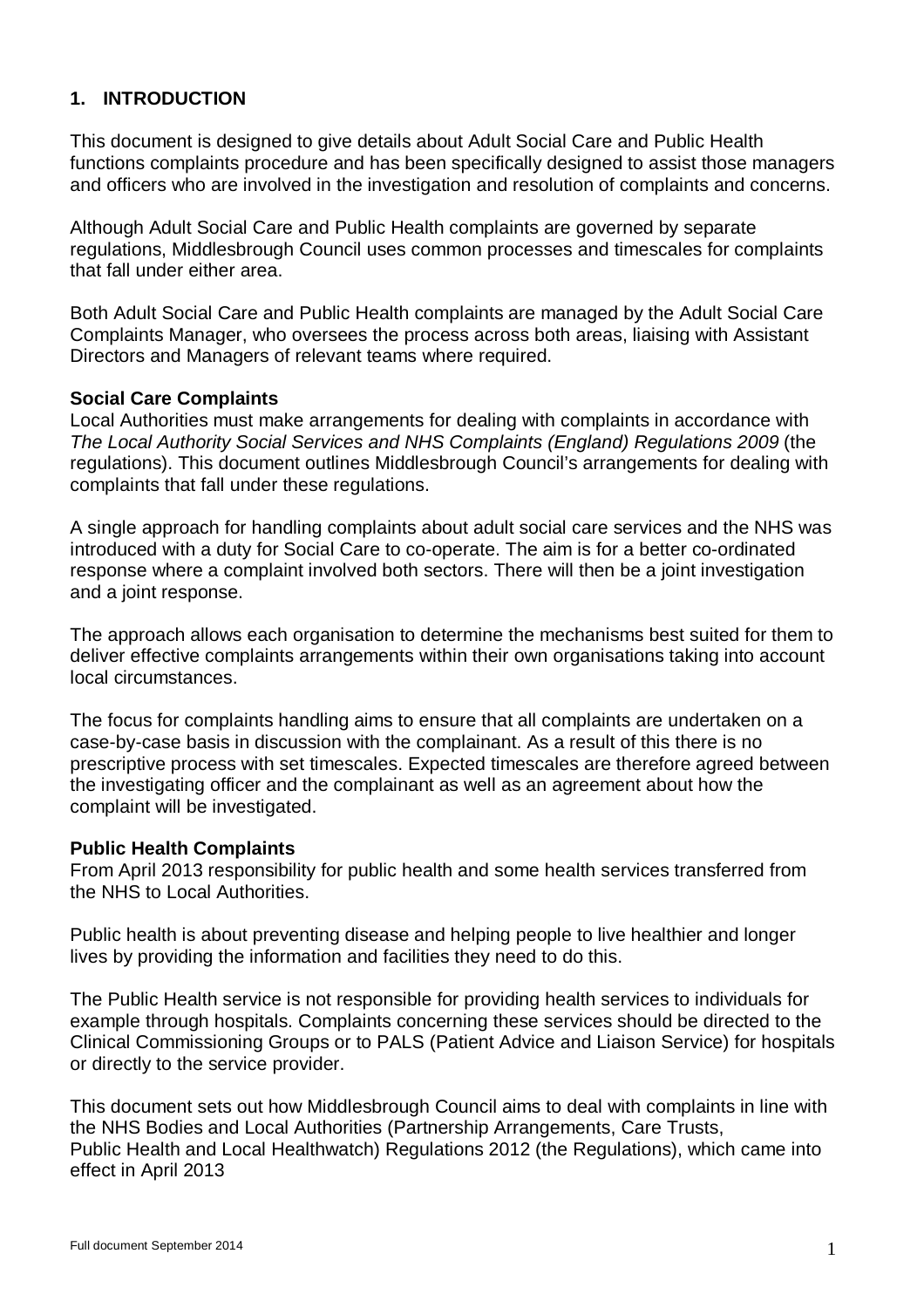## 1. INTRODUCTION

This document is designed to give details about Adult Social Care and Public Health functions complaints procedure and has been specifically designed to assist those managers and officers who are involved in the investigation and resolution of complaints and concerns.

Although Adult Social Care and Public Health complaints are governed by separate regulations, Middlesbrough Council uses common processes and timescales for complaints that fall under either area.

Both Adult Social Care and Public Health complaints are managed by the Adult Social Care Complaints Manager, who oversees the process across both areas, liaising with Assistant Directors and Managers of relevant teams where required.

**Social Care Complaints**

Local Authorities must make arrangements for dealing with complaints in accordance with *The Local Authority Social Services and NHS Complaints (England) Regulations 2009* (the regulations). This document outlines Middlesbrough Council's arrangements for dealing with complaints that fall under these regulations.

A single approach for handling complaints about adult social care services and the NHS was introduced with a duty for Social Care to co-operate. The aim is for a better co-ordinated response where a complaint involved both sectors. There will then be a joint investigation and a joint response.

The approach allows each organisation to determine the mechanisms best suited for them to deliver effective complaints arrangements within their own organisations taking into account local circumstances.

The focus for complaints handling aims to ensure that all complaints are undertaken on a case-by-case basis in discussion with the complainant. As a result of this there is no prescriptive process with set timescales. Expected timescales are therefore agreed between the investigating officer and the complainant as well as an agreement about how the complaint will be investigated.

**Public Health Complaints**

From April 2013 responsibility for public health and some health services transferred from the NHS to Local Authorities.

Public health is about preventing disease and helping people to live healthier and longer lives by providing the information and facilities they need to do this.

The Public Health service is not responsible for providing health services to individuals for example through hospitals. Complaints concerning these services should be directed to the Clinical Commissioning Groups or to PALS (Patient Advice and Liaison Service) for hospitals or directly to the service provider.

This document sets out how Middlesbrough Council aims to deal with complaints in line with the NHS Bodies and Local Authorities (Partnership Arrangements, Care Trusts, Public Health and Local Healthwatch) Regulations 2012 (the Regulations), which came into effect in April 2013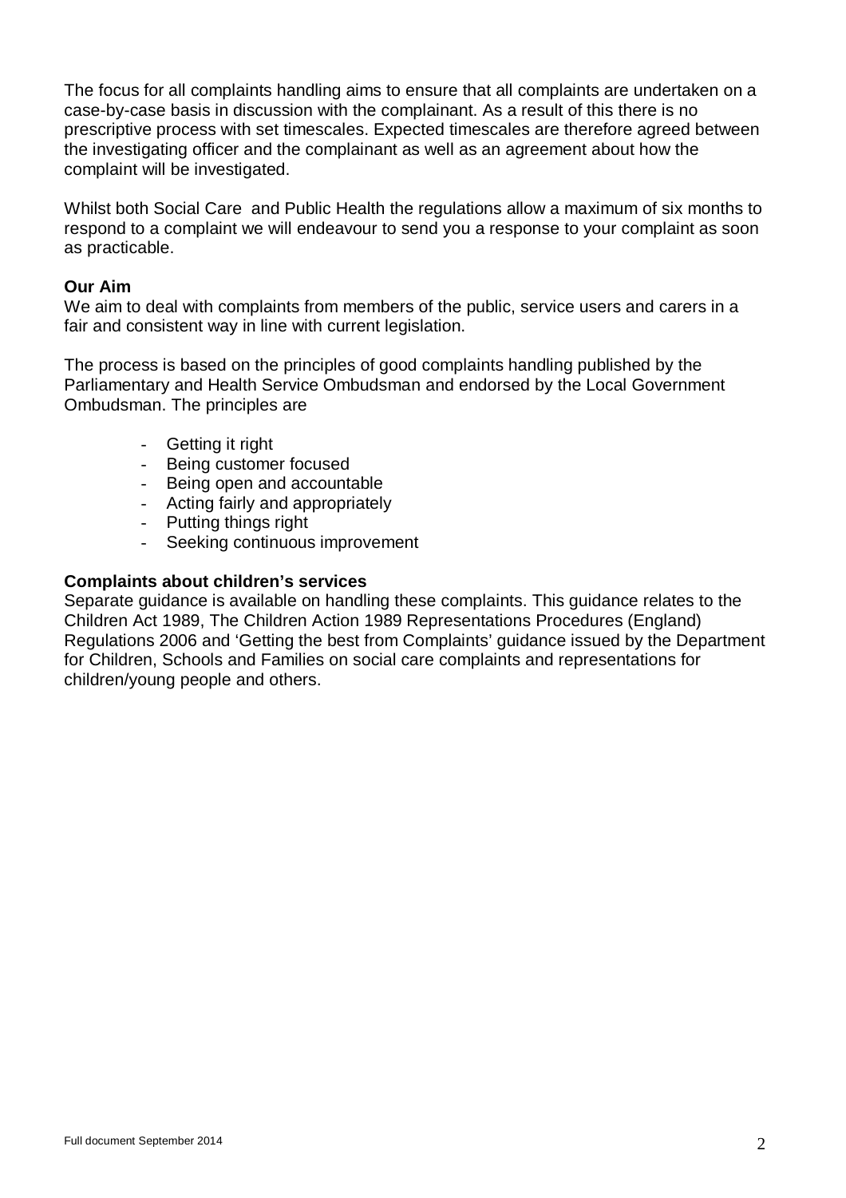The focus for all complaints handling aims to ensure that all complaints are undertaken on a case-by-case basis in discussion with the complainant. As a result of this there is no prescriptive process with set timescales. Expected timescales are therefore agreed between the investigating officer and the complainant as well as an agreement about how the complaint will be investigated.

Whilst both Social Care and Public Health the regulations allow a maximum of six months to respond to a complaint we will endeavour to send you a response to your complaint as soon as practicable.

**Our Aim**

We aim to deal with complaints from members of the public, service users and carers in a fair and consistent way in line with current legislation.

The process is based on the principles of good complaints handling published by the Parliamentary and Health Service Ombudsman and endorsed by the Local Government Ombudsman. The principles are

- Getting it right
- Being customer focused
- Being open and accountable
- Acting fairly and appropriately
- Putting things right
- Seeking continuous improvement

**Complaints about children's services**

Separate guidance is available on handling these complaints. This guidance relates to the Children Act 1989, The Children Action 1989 Representations Procedures (England) Regulations 2006 and 'Getting the best from Complaints' guidance issued by the Department for Children, Schools and Families on social care complaints and representations for children/young people and others.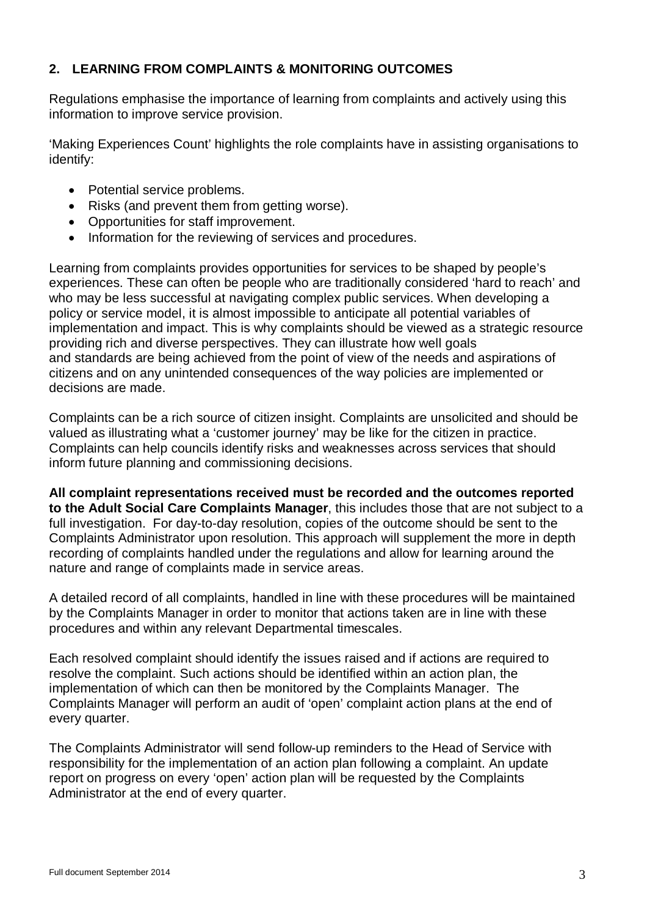## 2. LEARNING FROM COMPLAINTS & MONITORING OUTCOMES

Regulations emphasise the importance of learning from complaints and actively using this information to improve service provision.

'Making Experiences Count' highlights the role complaints have in assisting organisations to identify:

- Potential service problems.
- Risks (and prevent them from getting worse).
- Opportunities for staff improvement.
- Information for the reviewing of services and procedures.

Learning from complaints provides opportunities for services to be shaped by people's experiences. These can often be people who are traditionally considered 'hard to reach' and who may be less successful at navigating complex public services. When developing a policy or service model, it is almost impossible to anticipate all potential variables of implementation and impact. This is why complaints should be viewed as a strategic resource providing rich and diverse perspectives. They can illustrate how well goals and standards are being achieved from the point of view of the needs and aspirations of citizens and on any unintended consequences of the way policies are implemented or decisions are made.

Complaints can be a rich source of citizen insight. Complaints are unsolicited and should be valued as illustrating what a 'customer journey' may be like for the citizen in practice. Complaints can help councils identify risks and weaknesses across services that should inform future planning and commissioning decisions.

**All complaint representations received must be recorded and the outcomes reported to the Adult Social Care Complaints Manager**, this includes those that are not subject to a full investigation. For day-to-day resolution, copies of the outcome should be sent to the Complaints Administrator upon resolution. This approach will supplement the more in depth recording of complaints handled under the regulations and allow for learning around the nature and range of complaints made in service areas.

A detailed record of all complaints, handled in line with these procedures will be maintained by the Complaints Manager in order to monitor that actions taken are in line with these procedures and within any relevant Departmental timescales.

Each resolved complaint should identify the issues raised and if actions are required to resolve the complaint. Such actions should be identified within an action plan, the implementation of which can then be monitored by the Complaints Manager. The Complaints Manager will perform an audit of 'open' complaint action plans at the end of every quarter.

The Complaints Administrator will send follow-up reminders to the Head of Service with responsibility for the implementation of an action plan following a complaint. An update report on progress on every 'open' action plan will be requested by the Complaints Administrator at the end of every quarter.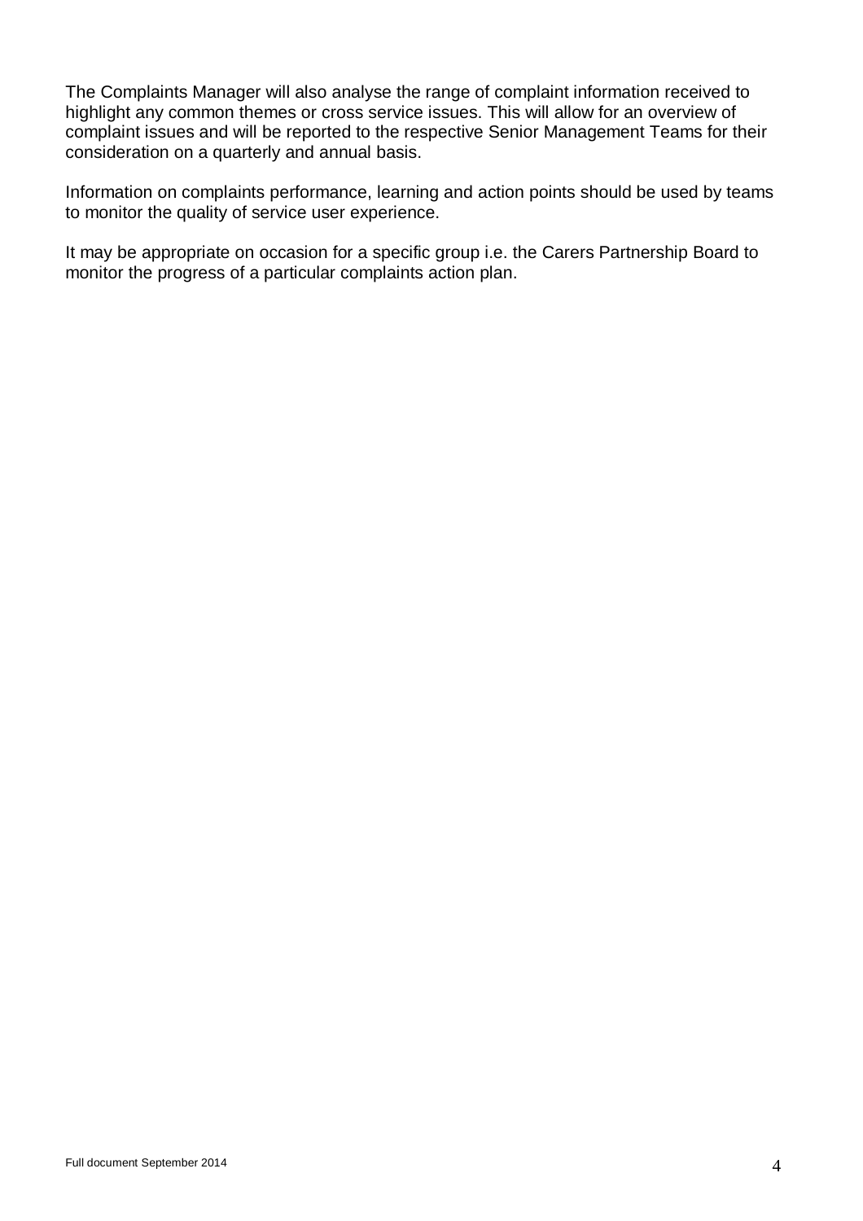The Complaints Manager will also analyse the range of complaint information received to highlight any common themes or cross service issues. This will allow for an overview of complaint issues and will be reported to the respective Senior Management Teams for their consideration on a quarterly and annual basis.

Information on complaints performance, learning and action points should be used by teams to monitor the quality of service user experience.

It may be appropriate on occasion for a specific group i.e. the Carers Partnership Board to monitor the progress of a particular complaints action plan.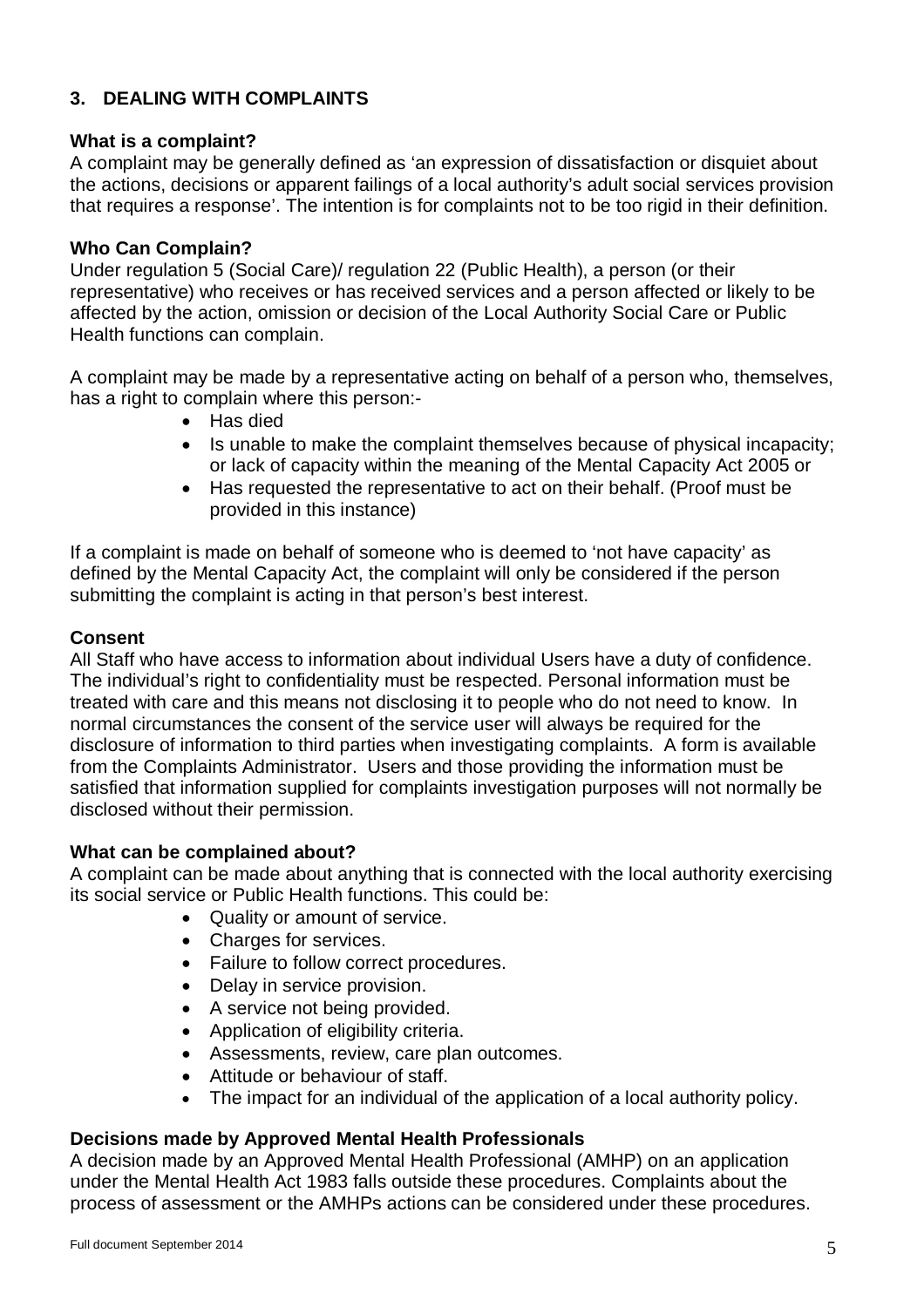## 3. DEALING WITH COMPLAINTS

**What is a complaint?**

A complaint may be generally defined as 'an expression of dissatisfaction or disquiet about the actions, decisions or apparent failings of a local authority's adult social services provision that requires a response'. The intention is for complaints not to be too rigid in their definition.

**Who Can Complain?**

Under regulation 5 (Social Care)/ regulation 22 (Public Health), a person (or their representative) who receives or has received services and a person affected or likely to be affected by the action, omission or decision of the Local Authority Social Care or Public Health functions can complain.

A complaint may be made by a representative acting on behalf of a person who, themselves, has a right to complain where this person:-

- Has died
- Is unable to make the complaint themselves because of physical incapacity; or lack of capacity within the meaning of the Mental Capacity Act 2005 or
- Has requested the representative to act on their behalf. (Proof must be provided in this instance)

If a complaint is made on behalf of someone who is deemed to 'not have capacity' as defined by the Mental Capacity Act, the complaint will only be considered if the person submitting the complaint is acting in that person's best interest.

**Consent**

All Staff who have access to information about individual Users have a duty of confidence. The individual's right to confidentiality must be respected. Personal information must be treated with care and this means not disclosing it to people who do not need to know. In normal circumstances the consent of the service user will always be required for the disclosure of information to third parties when investigating complaints. A form is available from the Complaints Administrator. Users and those providing the information must be satisfied that information supplied for complaints investigation purposes will not normally be disclosed without their permission.

**What can be complained about?**

A complaint can be made about anything that is connected with the local authority exercising its social service or Public Health functions. This could be:

- Quality or amount of service.
- Charges for services.
- Failure to follow correct procedures.
- Delay in service provision.
- A service not being provided.
- Application of eligibility criteria.
- Assessments, review, care plan outcomes.
- Attitude or behaviour of staff.
- The impact for an individual of the application of a local authority policy.

**Decisions made by Approved Mental Health Professionals**

A decision made by an Approved Mental Health Professional (AMHP) on an application under the Mental Health Act 1983 falls outside these procedures. Complaints about the process of assessment or the AMHPs actions can be considered under these procedures.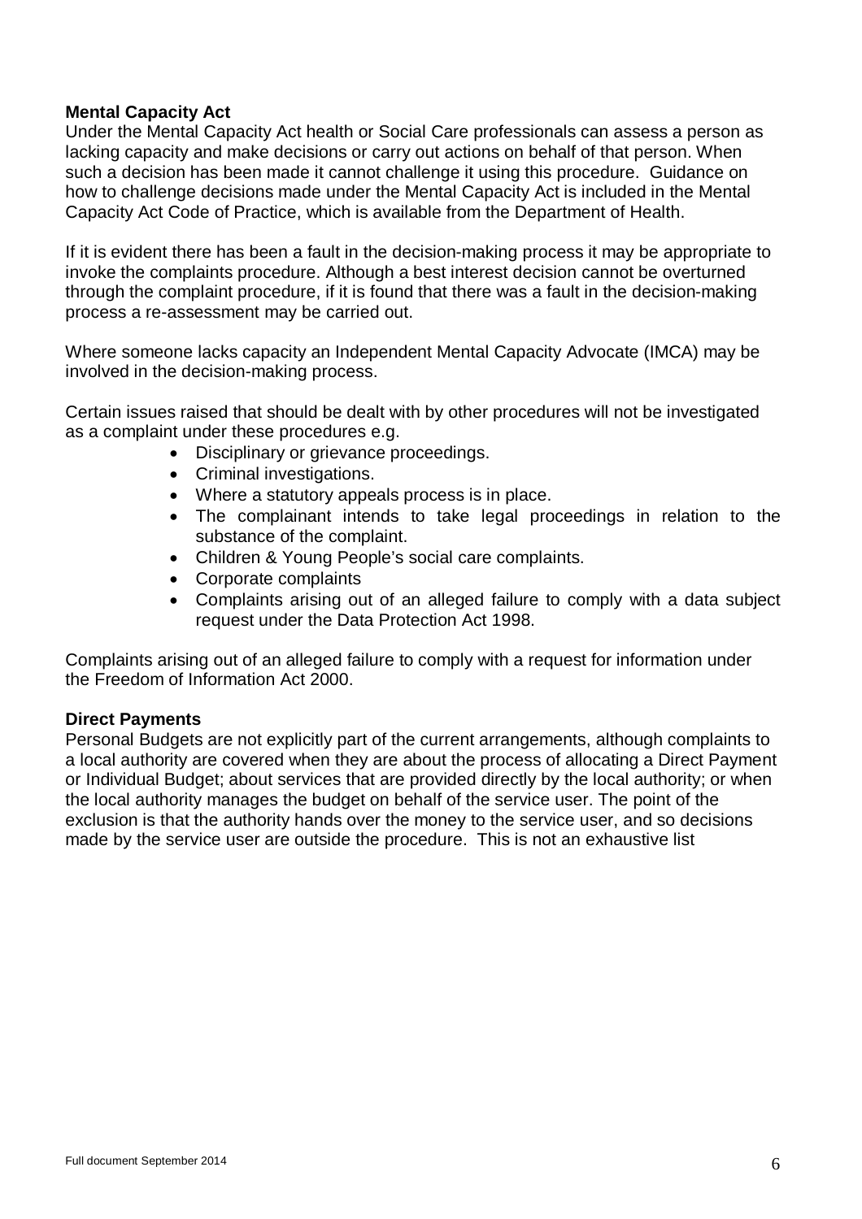**Mental Capacity Act**

Under the Mental Capacity Act health or Social Care professionals can assess a person as lacking capacity and make decisions or carry out actions on behalf of that person. When such a decision has been made it cannot challenge it using this procedure. Guidance on how to challenge decisions made under the Mental Capacity Act is included in the Mental Capacity Act Code of Practice, which is available from the Department of Health.

If it is evident there has been a fault in the decision-making process it may be appropriate to invoke the complaints procedure. Although a best interest decision cannot be overturned through the complaint procedure, if it is found that there was a fault in the decision-making process a re-assessment may be carried out.

Where someone lacks capacity an Independent Mental Capacity Advocate (IMCA) may be involved in the decision-making process.

Certain issues raised that should be dealt with by other procedures will not be investigated as a complaint under these procedures e.g.

- Disciplinary or grievance proceedings.
- Criminal investigations.
- Where a statutory appeals process is in place.
- The complainant intends to take legal proceedings in relation to the substance of the complaint.
- Children & Young People's social care complaints.
- Corporate complaints
- Complaints arising out of an alleged failure to comply with a data subject request under the Data Protection Act 1998.

Complaints arising out of an alleged failure to comply with a request for information under the Freedom of Information Act 2000.

**Direct Payments**

Personal Budgets are not explicitly part of the current arrangements, although complaints to a local authority are covered when they are about the process of allocating a Direct Payment or Individual Budget; about services that are provided directly by the local authority; or when the local authority manages the budget on behalf of the service user. The point of the exclusion is that the authority hands over the money to the service user, and so decisions made by the service user are outside the procedure. This is not an exhaustive list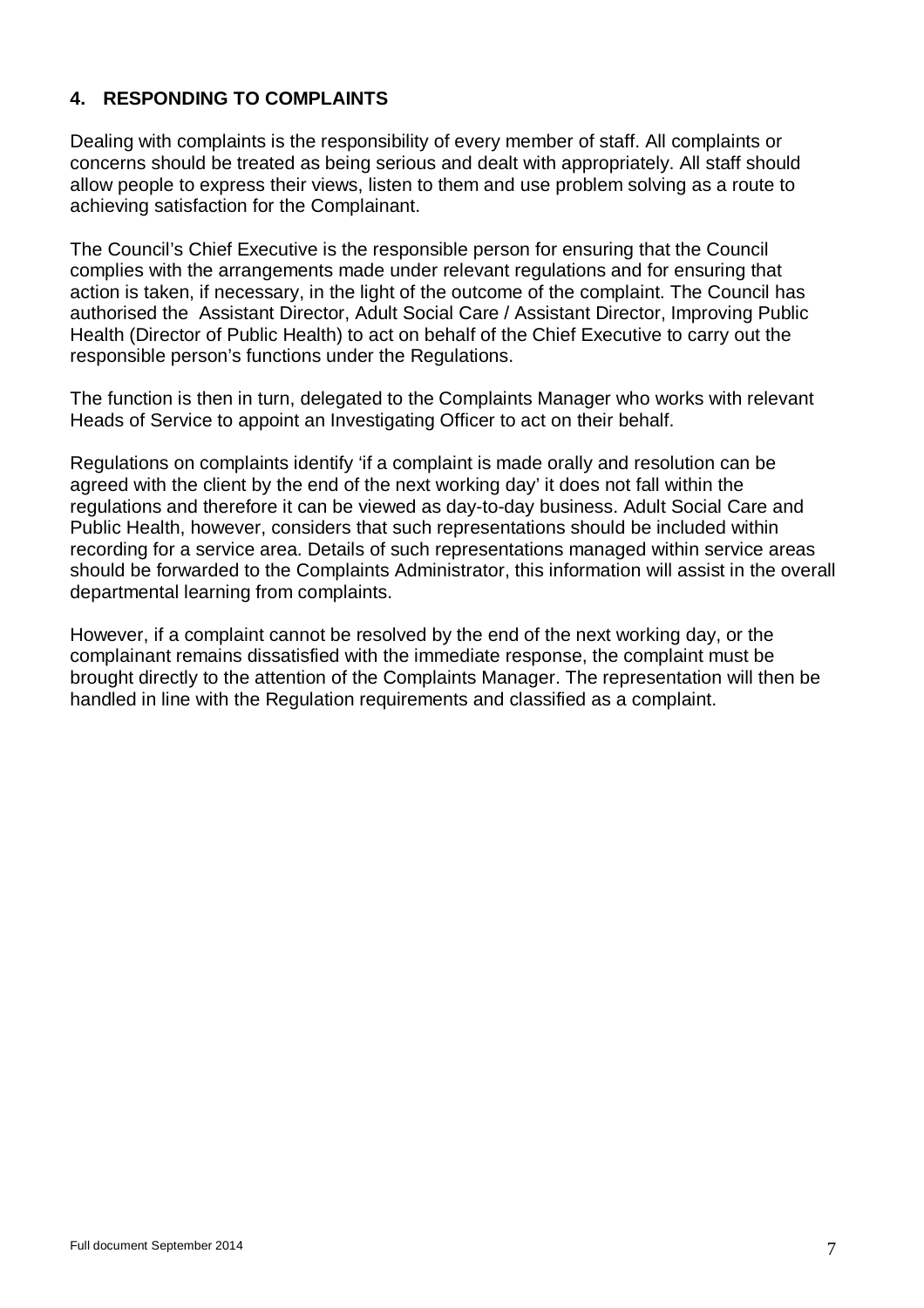## 4. RESPONDING TO COMPLAINTS

Dealing with complaints is the responsibility of every member of staff. All complaints or concerns should be treated as being serious and dealt with appropriately. All staff should allow people to express their views, listen to them and use problem solving as a route to achieving satisfaction for the Complainant.

The Council's Chief Executive is the responsible person for ensuring that the Council complies with the arrangements made under relevant regulations and for ensuring that action is taken, if necessary, in the light of the outcome of the complaint. The Council has authorised the Assistant Director, Adult Social Care / Assistant Director, Improving Public Health (Director of Public Health) to act on behalf of the Chief Executive to carry out the responsible person's functions under the Regulations.

The function is then in turn, delegated to the Complaints Manager who works with relevant Heads of Service to appoint an Investigating Officer to act on their behalf.

Regulations on complaints identify 'if a complaint is made orally and resolution can be agreed with the client by the end of the next working day' it does not fall within the regulations and therefore it can be viewed as day-to-day business. Adult Social Care and Public Health, however, considers that such representations should be included within recording for a service area. Details of such representations managed within service areas should be forwarded to the Complaints Administrator, this information will assist in the overall departmental learning from complaints.

However, if a complaint cannot be resolved by the end of the next working day, or the complainant remains dissatisfied with the immediate response, the complaint must be brought directly to the attention of the Complaints Manager. The representation will then be handled in line with the Regulation requirements and classified as a complaint.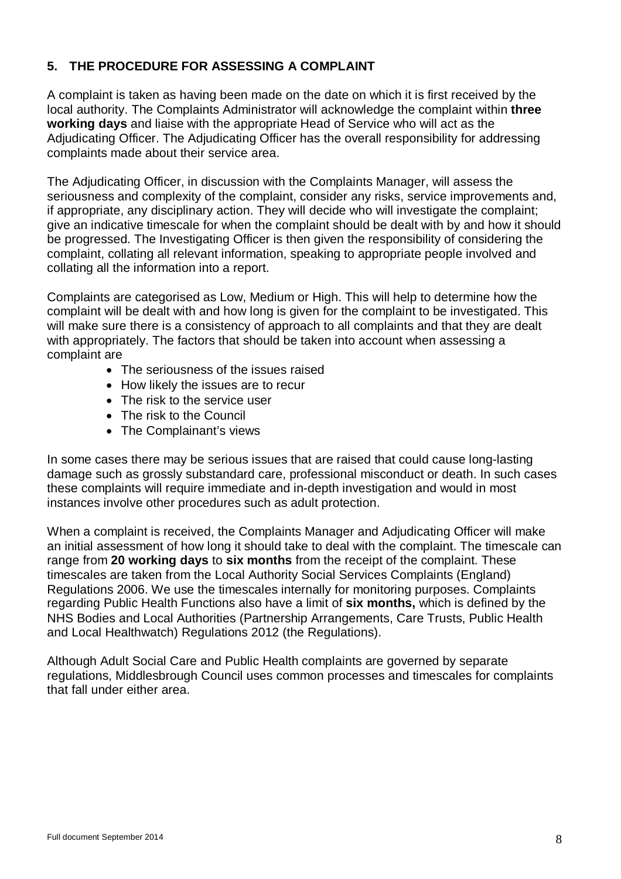## 5. THE PROCEDURE FOR ASSESSING A COMPLAINT

A complaint is taken as having been made on the date on which it is first received by the local authority. The Complaints Administrator will acknowledge the complaint within **three working days** and liaise with the appropriate Head of Service who will act as the Adjudicating Officer. The Adjudicating Officer has the overall responsibility for addressing complaints made about their service area.

The Adjudicating Officer, in discussion with the Complaints Manager, will assess the seriousness and complexity of the complaint, consider any risks, service improvements and, if appropriate, any disciplinary action. They will decide who will investigate the complaint; give an indicative timescale for when the complaint should be dealt with by and how it should be progressed. The Investigating Officer is then given the responsibility of considering the complaint, collating all relevant information, speaking to appropriate people involved and collating all the information into a report.

Complaints are categorised as Low, Medium or High. This will help to determine how the complaint will be dealt with and how long is given for the complaint to be investigated. This will make sure there is a consistency of approach to all complaints and that they are dealt with appropriately. The factors that should be taken into account when assessing a complaint are

- The seriousness of the issues raised
- How likely the issues are to recur
- The risk to the service user
- The risk to the Council
- The Complainant's views

In some cases there may be serious issues that are raised that could cause long-lasting damage such as grossly substandard care, professional misconduct or death. In such cases these complaints will require immediate and in-depth investigation and would in most instances involve other procedures such as adult protection.

When a complaint is received, the Complaints Manager and Adjudicating Officer will make an initial assessment of how long it should take to deal with the complaint. The timescale can range from **20 working days** to **six months** from the receipt of the complaint. These timescales are taken from the Local Authority Social Services Complaints (England) Regulations 2006. We use the timescales internally for monitoring purposes. Complaints regarding Public Health Functions also have a limit of **six months,** which is defined by the NHS Bodies and Local Authorities (Partnership Arrangements, Care Trusts, Public Health and Local Healthwatch) Regulations 2012 (the Regulations).

Although Adult Social Care and Public Health complaints are governed by separate regulations, Middlesbrough Council uses common processes and timescales for complaints that fall under either area.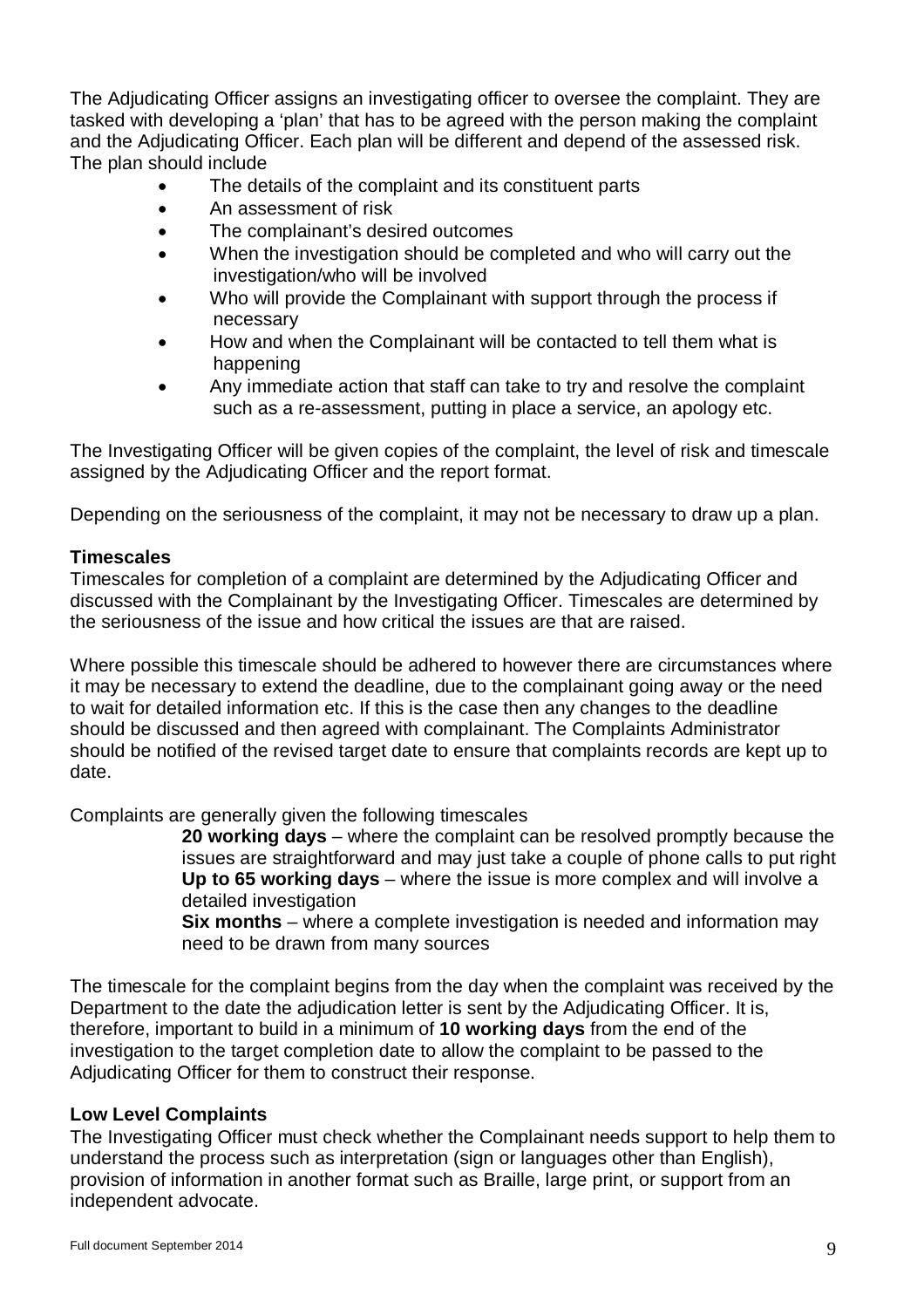The Adjudicating Officer assigns an investigating officer to oversee the complaint. They are tasked with developing a 'plan' that has to be agreed with the person making the complaint and the Adjudicating Officer. Each plan will be different and depend of the assessed risk. The plan should include

- The details of the complaint and its constituent parts
- An assessment of risk
- The complainant's desired outcomes
- When the investigation should be completed and who will carry out the investigation/who will be involved
- Who will provide the Complainant with support through the process if necessary
- How and when the Complainant will be contacted to tell them what is happening
- Any immediate action that staff can take to try and resolve the complaint such as a re-assessment, putting in place a service, an apology etc.

The Investigating Officer will be given copies of the complaint, the level of risk and timescale assigned by the Adjudicating Officer and the report format.

Depending on the seriousness of the complaint, it may not be necessary to draw up a plan.

### Timescales

Timescales for completion of a complaint are determined by the Adjudicating Officer and discussed with the Complainant by the Investigating Officer. Timescales are determined by the seriousness of the issue and how critical the issues are that are raised.

Where possible this timescale should be adhered to however there are circumstances where it may be necessary to extend the deadline, due to the complainant going away or the need to wait for detailed information etc. If this is the case then any changes to the deadline should be discussed and then agreed with complainant. The Complaints Administrator should be notified of the revised target date to ensure that complaints records are kept up to date.

Complaints are generally given the following timescales

**20 working days** – where the complaint can be resolved promptly because the issues are straightforward and may just take a couple of phone calls to put right
**Up to 65 working days** – where the issue is more complex and will involve a detailed investigation
**Six months** – where a complete investigation is needed and information may need to be drawn from many sources

The timescale for the complaint begins from the day when the complaint was received by the Department to the date the adjudication letter is sent by the Adjudicating Officer. It is, therefore, important to build in a minimum of **10 working days** from the end of the investigation to the target completion date to allow the complaint to be passed to the Adjudicating Officer for them to construct their response.

### Low Level Complaints

The Investigating Officer must check whether the Complainant needs support to help them to understand the process such as interpretation (sign or languages other than English), provision of information in another format such as Braille, large print, or support from an independent advocate.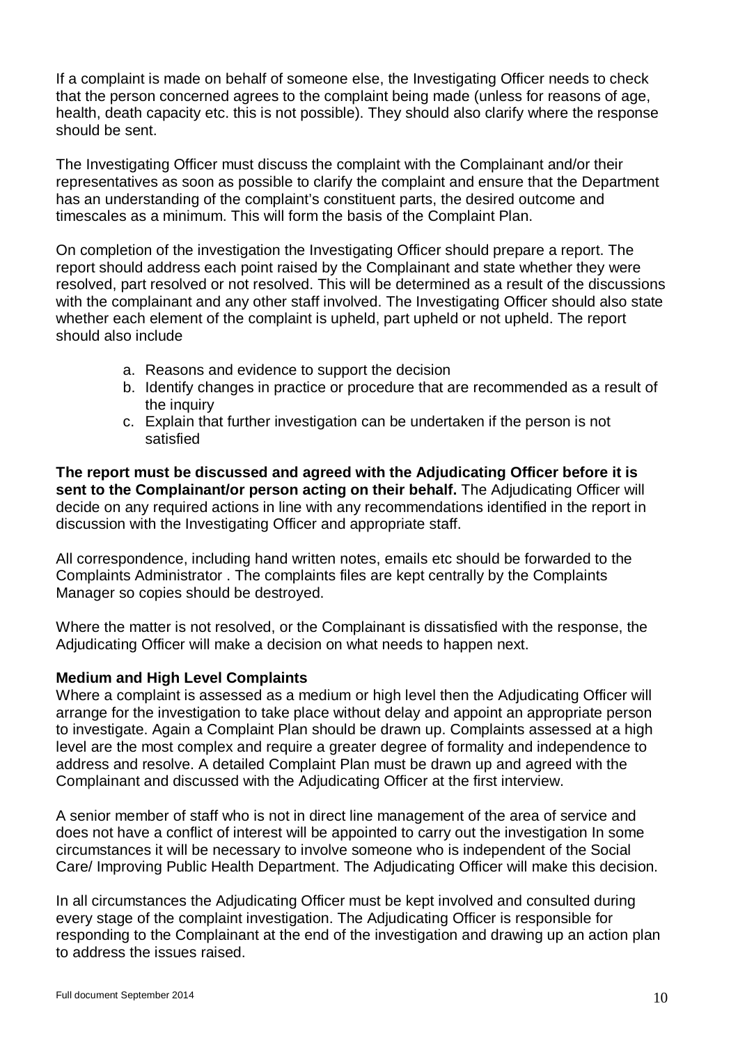If a complaint is made on behalf of someone else, the Investigating Officer needs to check that the person concerned agrees to the complaint being made (unless for reasons of age, health, death capacity etc. this is not possible). They should also clarify where the response should be sent.

The Investigating Officer must discuss the complaint with the Complainant and/or their representatives as soon as possible to clarify the complaint and ensure that the Department has an understanding of the complaint's constituent parts, the desired outcome and timescales as a minimum. This will form the basis of the Complaint Plan.

On completion of the investigation the Investigating Officer should prepare a report. The report should address each point raised by the Complainant and state whether they were resolved, part resolved or not resolved. This will be determined as a result of the discussions with the complainant and any other staff involved. The Investigating Officer should also state whether each element of the complaint is upheld, part upheld or not upheld. The report should also include

a. Reasons and evidence to support the decision
b. Identify changes in practice or procedure that are recommended as a result of the inquiry
c. Explain that further investigation can be undertaken if the person is not satisfied

**The report must be discussed and agreed with the Adjudicating Officer before it is sent to the Complainant/or person acting on their behalf.** The Adjudicating Officer will decide on any required actions in line with any recommendations identified in the report in discussion with the Investigating Officer and appropriate staff.

All correspondence, including hand written notes, emails etc should be forwarded to the Complaints Administrator . The complaints files are kept centrally by the Complaints Manager so copies should be destroyed.

Where the matter is not resolved, or the Complainant is dissatisfied with the response, the Adjudicating Officer will make a decision on what needs to happen next.

**Medium and High Level Complaints**

Where a complaint is assessed as a medium or high level then the Adjudicating Officer will arrange for the investigation to take place without delay and appoint an appropriate person to investigate. Again a Complaint Plan should be drawn up. Complaints assessed at a high level are the most complex and require a greater degree of formality and independence to address and resolve. A detailed Complaint Plan must be drawn up and agreed with the Complainant and discussed with the Adjudicating Officer at the first interview.

A senior member of staff who is not in direct line management of the area of service and does not have a conflict of interest will be appointed to carry out the investigation In some circumstances it will be necessary to involve someone who is independent of the Social Care/ Improving Public Health Department. The Adjudicating Officer will make this decision.

In all circumstances the Adjudicating Officer must be kept involved and consulted during every stage of the complaint investigation. The Adjudicating Officer is responsible for responding to the Complainant at the end of the investigation and drawing up an action plan to address the issues raised.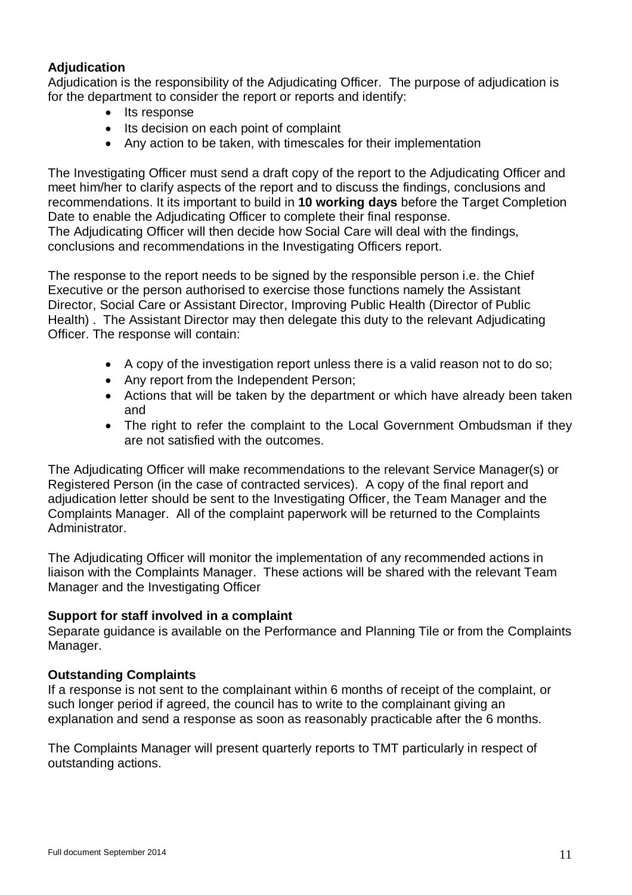### Adjudication

Adjudication is the responsibility of the Adjudicating Officer. The purpose of adjudication is for the department to consider the report or reports and identify:

- Its response
- Its decision on each point of complaint
- Any action to be taken, with timescales for their implementation

The Investigating Officer must send a draft copy of the report to the Adjudicating Officer and meet him/her to clarify aspects of the report and to discuss the findings, conclusions and recommendations. It its important to build in **10 working days** before the Target Completion Date to enable the Adjudicating Officer to complete their final response.
The Adjudicating Officer will then decide how Social Care will deal with the findings, conclusions and recommendations in the Investigating Officers report.

The response to the report needs to be signed by the responsible person i.e. the Chief Executive or the person authorised to exercise those functions namely the Assistant Director, Social Care or Assistant Director, Improving Public Health (Director of Public Health) . The Assistant Director may then delegate this duty to the relevant Adjudicating Officer. The response will contain:

- A copy of the investigation report unless there is a valid reason not to do so;
- Any report from the Independent Person;
- Actions that will be taken by the department or which have already been taken and
- The right to refer the complaint to the Local Government Ombudsman if they are not satisfied with the outcomes.

The Adjudicating Officer will make recommendations to the relevant Service Manager(s) or Registered Person (in the case of contracted services). A copy of the final report and adjudication letter should be sent to the Investigating Officer, the Team Manager and the Complaints Manager. All of the complaint paperwork will be returned to the Complaints Administrator.

The Adjudicating Officer will monitor the implementation of any recommended actions in liaison with the Complaints Manager. These actions will be shared with the relevant Team Manager and the Investigating Officer

### Support for staff involved in a complaint

Separate guidance is available on the Performance and Planning Tile or from the Complaints Manager.

### Outstanding Complaints

If a response is not sent to the complainant within 6 months of receipt of the complaint, or such longer period if agreed, the council has to write to the complainant giving an explanation and send a response as soon as reasonably practicable after the 6 months.

The Complaints Manager will present quarterly reports to TMT particularly in respect of outstanding actions.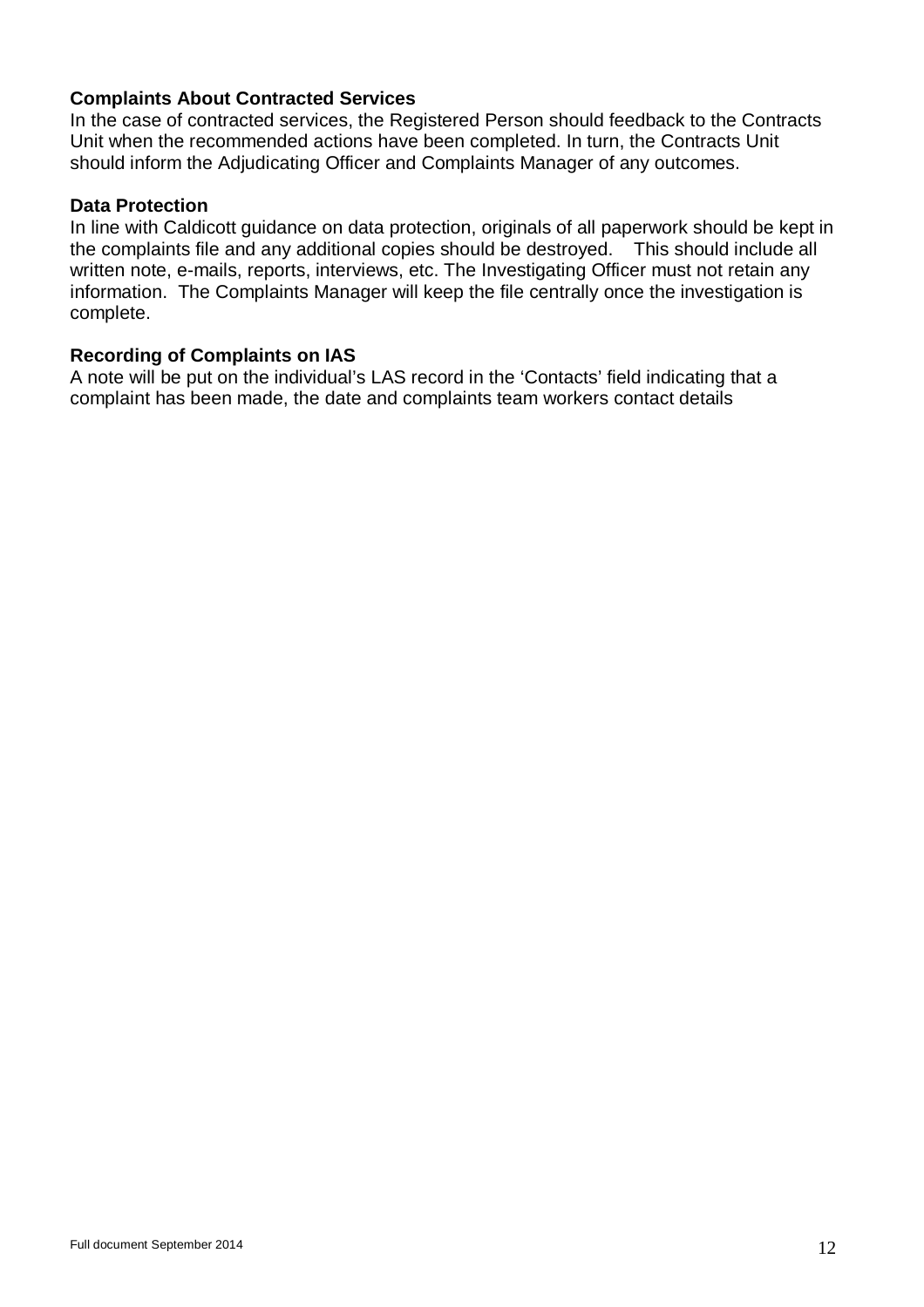**Complaints About Contracted Services**
In the case of contracted services, the Registered Person should feedback to the Contracts Unit when the recommended actions have been completed. In turn, the Contracts Unit should inform the Adjudicating Officer and Complaints Manager of any outcomes.

**Data Protection**
In line with Caldicott guidance on data protection, originals of all paperwork should be kept in the complaints file and any additional copies should be destroyed. This should include all written note, e-mails, reports, interviews, etc. The Investigating Officer must not retain any information. The Complaints Manager will keep the file centrally once the investigation is complete.

**Recording of Complaints on IAS**
A note will be put on the individual's LAS record in the 'Contacts' field indicating that a complaint has been made, the date and complaints team workers contact details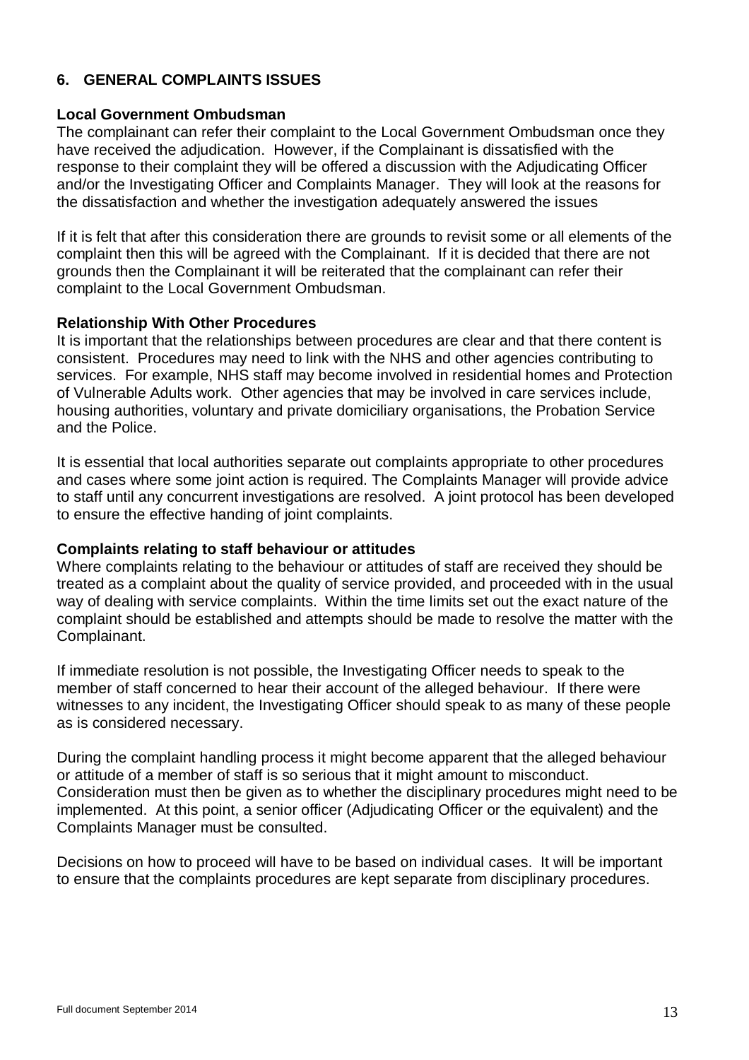## 6. GENERAL COMPLAINTS ISSUES

### Local Government Ombudsman

The complainant can refer their complaint to the Local Government Ombudsman once they have received the adjudication. However, if the Complainant is dissatisfied with the response to their complaint they will be offered a discussion with the Adjudicating Officer and/or the Investigating Officer and Complaints Manager. They will look at the reasons for the dissatisfaction and whether the investigation adequately answered the issues

If it is felt that after this consideration there are grounds to revisit some or all elements of the complaint then this will be agreed with the Complainant. If it is decided that there are not grounds then the Complainant it will be reiterated that the complainant can refer their complaint to the Local Government Ombudsman.

### Relationship With Other Procedures

It is important that the relationships between procedures are clear and that there content is consistent. Procedures may need to link with the NHS and other agencies contributing to services. For example, NHS staff may become involved in residential homes and Protection of Vulnerable Adults work. Other agencies that may be involved in care services include, housing authorities, voluntary and private domiciliary organisations, the Probation Service and the Police.

It is essential that local authorities separate out complaints appropriate to other procedures and cases where some joint action is required. The Complaints Manager will provide advice to staff until any concurrent investigations are resolved. A joint protocol has been developed to ensure the effective handing of joint complaints.

### Complaints relating to staff behaviour or attitudes

Where complaints relating to the behaviour or attitudes of staff are received they should be treated as a complaint about the quality of service provided, and proceeded with in the usual way of dealing with service complaints. Within the time limits set out the exact nature of the complaint should be established and attempts should be made to resolve the matter with the Complainant.

If immediate resolution is not possible, the Investigating Officer needs to speak to the member of staff concerned to hear their account of the alleged behaviour. If there were witnesses to any incident, the Investigating Officer should speak to as many of these people as is considered necessary.

During the complaint handling process it might become apparent that the alleged behaviour or attitude of a member of staff is so serious that it might amount to misconduct. Consideration must then be given as to whether the disciplinary procedures might need to be implemented. At this point, a senior officer (Adjudicating Officer or the equivalent) and the Complaints Manager must be consulted.

Decisions on how to proceed will have to be based on individual cases. It will be important to ensure that the complaints procedures are kept separate from disciplinary procedures.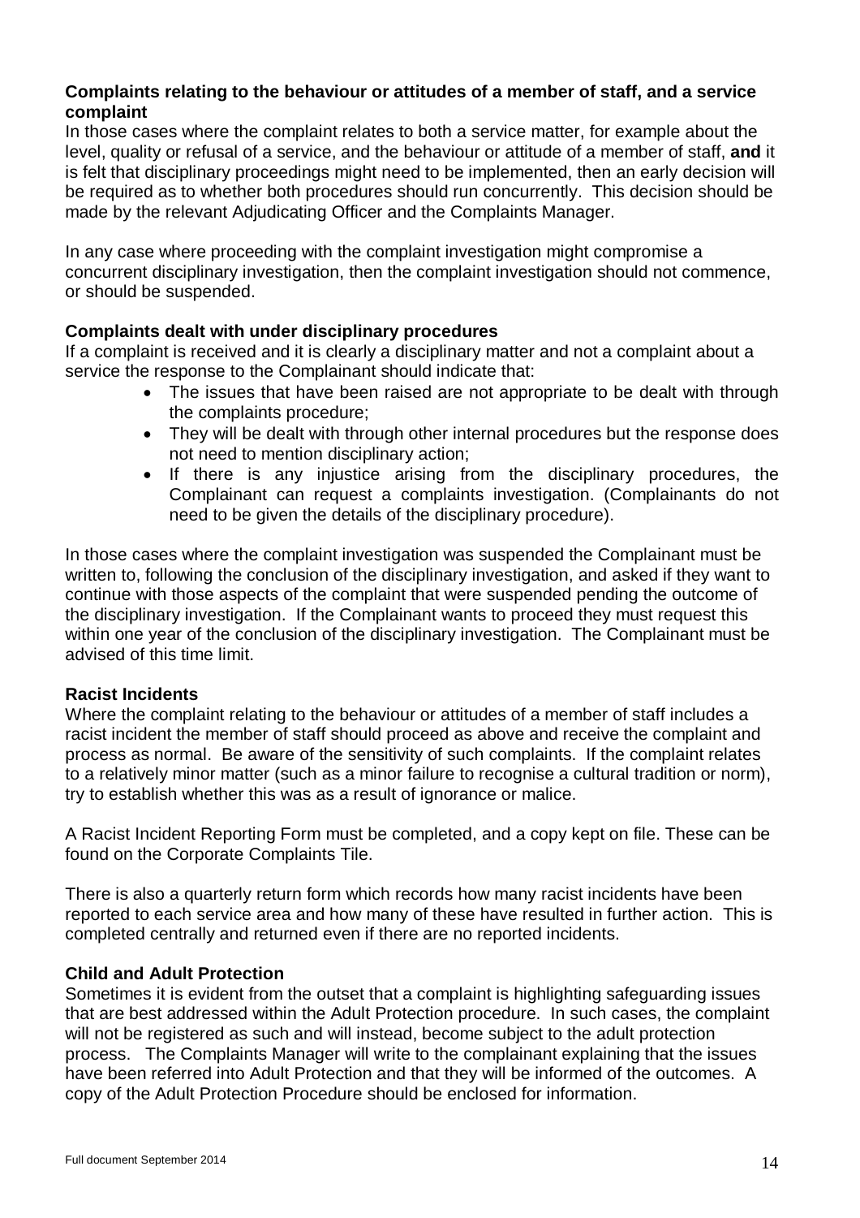**Complaints relating to the behaviour or attitudes of a member of staff, and a service complaint**

In those cases where the complaint relates to both a service matter, for example about the level, quality or refusal of a service, and the behaviour or attitude of a member of staff, **and** it is felt that disciplinary proceedings might need to be implemented, then an early decision will be required as to whether both procedures should run concurrently. This decision should be made by the relevant Adjudicating Officer and the Complaints Manager.

In any case where proceeding with the complaint investigation might compromise a concurrent disciplinary investigation, then the complaint investigation should not commence, or should be suspended.

**Complaints dealt with under disciplinary procedures**

If a complaint is received and it is clearly a disciplinary matter and not a complaint about a service the response to the Complainant should indicate that:

- The issues that have been raised are not appropriate to be dealt with through the complaints procedure;
- They will be dealt with through other internal procedures but the response does not need to mention disciplinary action;
- If there is any injustice arising from the disciplinary procedures, the Complainant can request a complaints investigation. (Complainants do not need to be given the details of the disciplinary procedure).

In those cases where the complaint investigation was suspended the Complainant must be written to, following the conclusion of the disciplinary investigation, and asked if they want to continue with those aspects of the complaint that were suspended pending the outcome of the disciplinary investigation. If the Complainant wants to proceed they must request this within one year of the conclusion of the disciplinary investigation. The Complainant must be advised of this time limit.

**Racist Incidents**

Where the complaint relating to the behaviour or attitudes of a member of staff includes a racist incident the member of staff should proceed as above and receive the complaint and process as normal. Be aware of the sensitivity of such complaints. If the complaint relates to a relatively minor matter (such as a minor failure to recognise a cultural tradition or norm), try to establish whether this was as a result of ignorance or malice.

A Racist Incident Reporting Form must be completed, and a copy kept on file. These can be found on the Corporate Complaints Tile.

There is also a quarterly return form which records how many racist incidents have been reported to each service area and how many of these have resulted in further action. This is completed centrally and returned even if there are no reported incidents.

**Child and Adult Protection**

Sometimes it is evident from the outset that a complaint is highlighting safeguarding issues that are best addressed within the Adult Protection procedure. In such cases, the complaint will not be registered as such and will instead, become subject to the adult protection process. The Complaints Manager will write to the complainant explaining that the issues have been referred into Adult Protection and that they will be informed of the outcomes. A copy of the Adult Protection Procedure should be enclosed for information.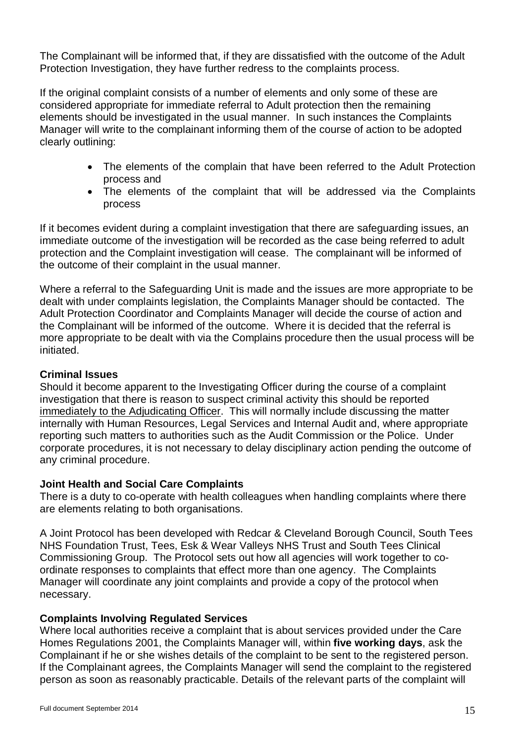The Complainant will be informed that, if they are dissatisfied with the outcome of the Adult Protection Investigation, they have further redress to the complaints process.

If the original complaint consists of a number of elements and only some of these are considered appropriate for immediate referral to Adult protection then the remaining elements should be investigated in the usual manner. In such instances the Complaints Manager will write to the complainant informing them of the course of action to be adopted clearly outlining:

- The elements of the complain that have been referred to the Adult Protection process and
- The elements of the complaint that will be addressed via the Complaints process

If it becomes evident during a complaint investigation that there are safeguarding issues, an immediate outcome of the investigation will be recorded as the case being referred to adult protection and the Complaint investigation will cease. The complainant will be informed of the outcome of their complaint in the usual manner.

Where a referral to the Safeguarding Unit is made and the issues are more appropriate to be dealt with under complaints legislation, the Complaints Manager should be contacted. The Adult Protection Coordinator and Complaints Manager will decide the course of action and the Complainant will be informed of the outcome. Where it is decided that the referral is more appropriate to be dealt with via the Complains procedure then the usual process will be initiated.

**Criminal Issues**

Should it become apparent to the Investigating Officer during the course of a complaint investigation that there is reason to suspect criminal activity this should be reported immediately to the Adjudicating Officer. This will normally include discussing the matter internally with Human Resources, Legal Services and Internal Audit and, where appropriate reporting such matters to authorities such as the Audit Commission or the Police. Under corporate procedures, it is not necessary to delay disciplinary action pending the outcome of any criminal procedure.

**Joint Health and Social Care Complaints**

There is a duty to co-operate with health colleagues when handling complaints where there are elements relating to both organisations.

A Joint Protocol has been developed with Redcar & Cleveland Borough Council, South Tees NHS Foundation Trust, Tees, Esk & Wear Valleys NHS Trust and South Tees Clinical Commissioning Group. The Protocol sets out how all agencies will work together to co-ordinate responses to complaints that effect more than one agency. The Complaints Manager will coordinate any joint complaints and provide a copy of the protocol when necessary.

**Complaints Involving Regulated Services**

Where local authorities receive a complaint that is about services provided under the Care Homes Regulations 2001, the Complaints Manager will, within **five working days**, ask the Complainant if he or she wishes details of the complaint to be sent to the registered person. If the Complainant agrees, the Complaints Manager will send the complaint to the registered person as soon as reasonably practicable. Details of the relevant parts of the complaint will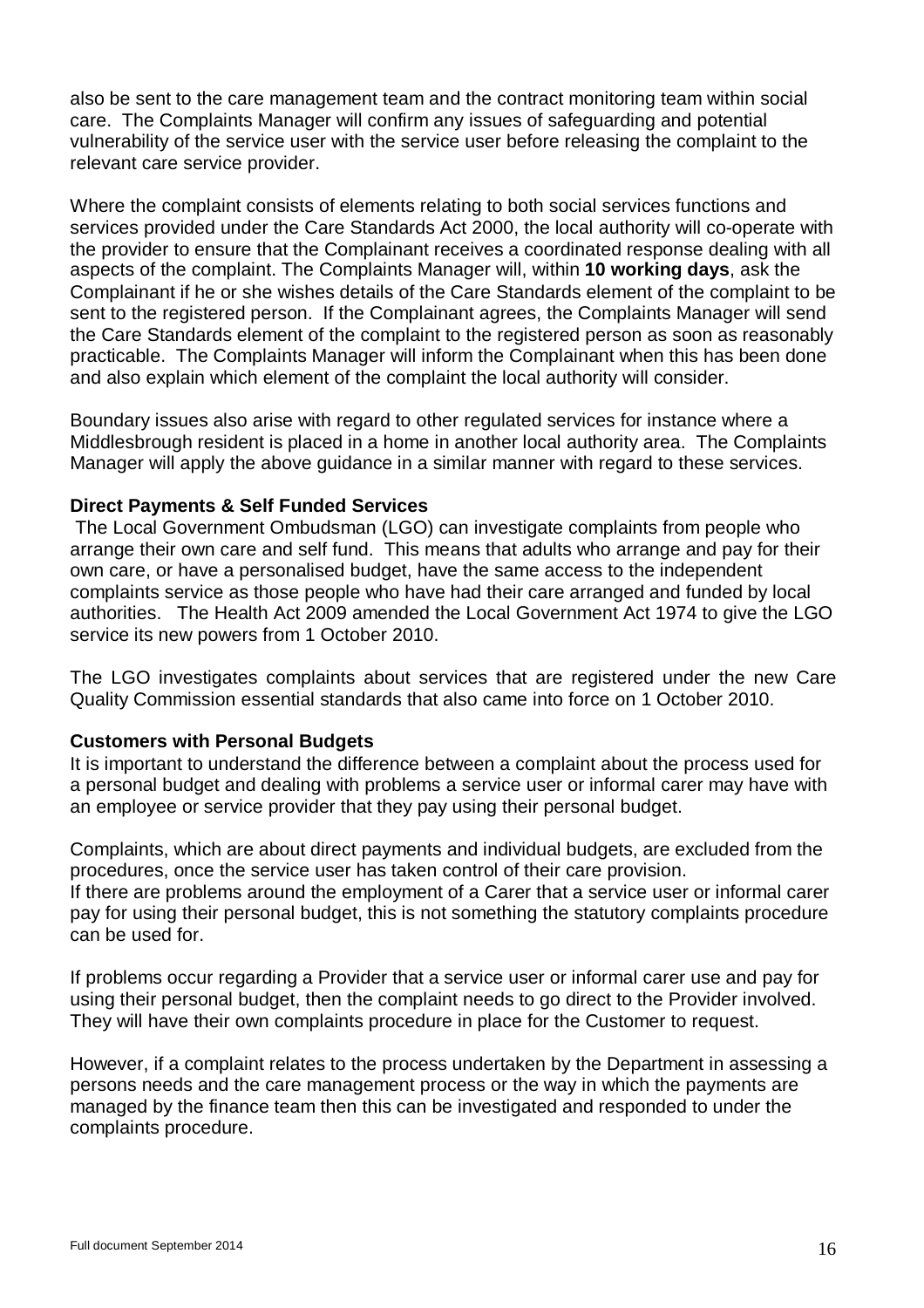also be sent to the care management team and the contract monitoring team within social care. The Complaints Manager will confirm any issues of safeguarding and potential vulnerability of the service user with the service user before releasing the complaint to the relevant care service provider.

Where the complaint consists of elements relating to both social services functions and services provided under the Care Standards Act 2000, the local authority will co-operate with the provider to ensure that the Complainant receives a coordinated response dealing with all aspects of the complaint. The Complaints Manager will, within **10 working days**, ask the Complainant if he or she wishes details of the Care Standards element of the complaint to be sent to the registered person. If the Complainant agrees, the Complaints Manager will send the Care Standards element of the complaint to the registered person as soon as reasonably practicable. The Complaints Manager will inform the Complainant when this has been done and also explain which element of the complaint the local authority will consider.

Boundary issues also arise with regard to other regulated services for instance where a Middlesbrough resident is placed in a home in another local authority area. The Complaints Manager will apply the above guidance in a similar manner with regard to these services.

**Direct Payments & Self Funded Services**

The Local Government Ombudsman (LGO) can investigate complaints from people who arrange their own care and self fund. This means that adults who arrange and pay for their own care, or have a personalised budget, have the same access to the independent complaints service as those people who have had their care arranged and funded by local authorities. The Health Act 2009 amended the Local Government Act 1974 to give the LGO service its new powers from 1 October 2010.

The LGO investigates complaints about services that are registered under the new Care Quality Commission essential standards that also came into force on 1 October 2010.

**Customers with Personal Budgets**

It is important to understand the difference between a complaint about the process used for a personal budget and dealing with problems a service user or informal carer may have with an employee or service provider that they pay using their personal budget.

Complaints, which are about direct payments and individual budgets, are excluded from the procedures, once the service user has taken control of their care provision.
If there are problems around the employment of a Carer that a service user or informal carer pay for using their personal budget, this is not something the statutory complaints procedure can be used for.

If problems occur regarding a Provider that a service user or informal carer use and pay for using their personal budget, then the complaint needs to go direct to the Provider involved. They will have their own complaints procedure in place for the Customer to request.

However, if a complaint relates to the process undertaken by the Department in assessing a persons needs and the care management process or the way in which the payments are managed by the finance team then this can be investigated and responded to under the complaints procedure.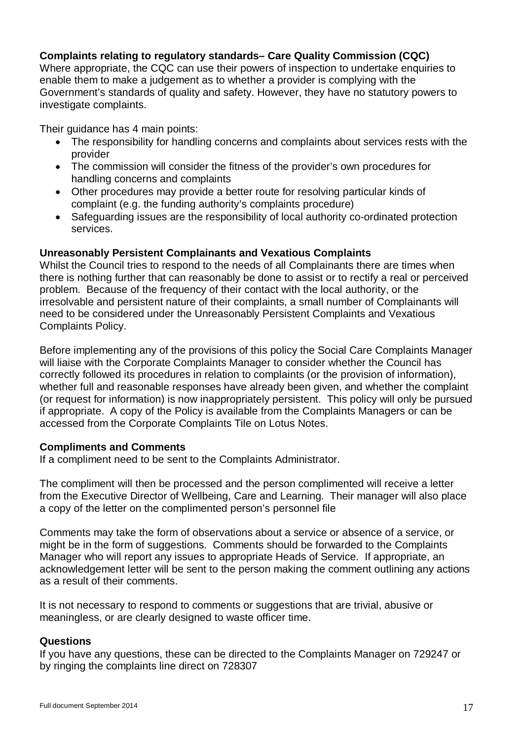**Complaints relating to regulatory standards– Care Quality Commission (CQC)**
Where appropriate, the CQC can use their powers of inspection to undertake enquiries to enable them to make a judgement as to whether a provider is complying with the Government's standards of quality and safety. However, they have no statutory powers to investigate complaints.

Their guidance has 4 main points:

- The responsibility for handling concerns and complaints about services rests with the provider
- The commission will consider the fitness of the provider's own procedures for handling concerns and complaints
- Other procedures may provide a better route for resolving particular kinds of complaint (e.g. the funding authority's complaints procedure)
- Safeguarding issues are the responsibility of local authority co-ordinated protection services.

**Unreasonably Persistent Complainants and Vexatious Complaints**
Whilst the Council tries to respond to the needs of all Complainants there are times when there is nothing further that can reasonably be done to assist or to rectify a real or perceived problem. Because of the frequency of their contact with the local authority, or the irresolvable and persistent nature of their complaints, a small number of Complainants will need to be considered under the Unreasonably Persistent Complaints and Vexatious Complaints Policy.

Before implementing any of the provisions of this policy the Social Care Complaints Manager will liaise with the Corporate Complaints Manager to consider whether the Council has correctly followed its procedures in relation to complaints (or the provision of information), whether full and reasonable responses have already been given, and whether the complaint (or request for information) is now inappropriately persistent. This policy will only be pursued if appropriate. A copy of the Policy is available from the Complaints Managers or can be accessed from the Corporate Complaints Tile on Lotus Notes.

**Compliments and Comments**
If a compliment need to be sent to the Complaints Administrator.

The compliment will then be processed and the person complimented will receive a letter from the Executive Director of Wellbeing, Care and Learning. Their manager will also place a copy of the letter on the complimented person's personnel file

Comments may take the form of observations about a service or absence of a service, or might be in the form of suggestions. Comments should be forwarded to the Complaints Manager who will report any issues to appropriate Heads of Service. If appropriate, an acknowledgement letter will be sent to the person making the comment outlining any actions as a result of their comments.

It is not necessary to respond to comments or suggestions that are trivial, abusive or meaningless, or are clearly designed to waste officer time.

**Questions**
If you have any questions, these can be directed to the Complaints Manager on 729247 or by ringing the complaints line direct on 728307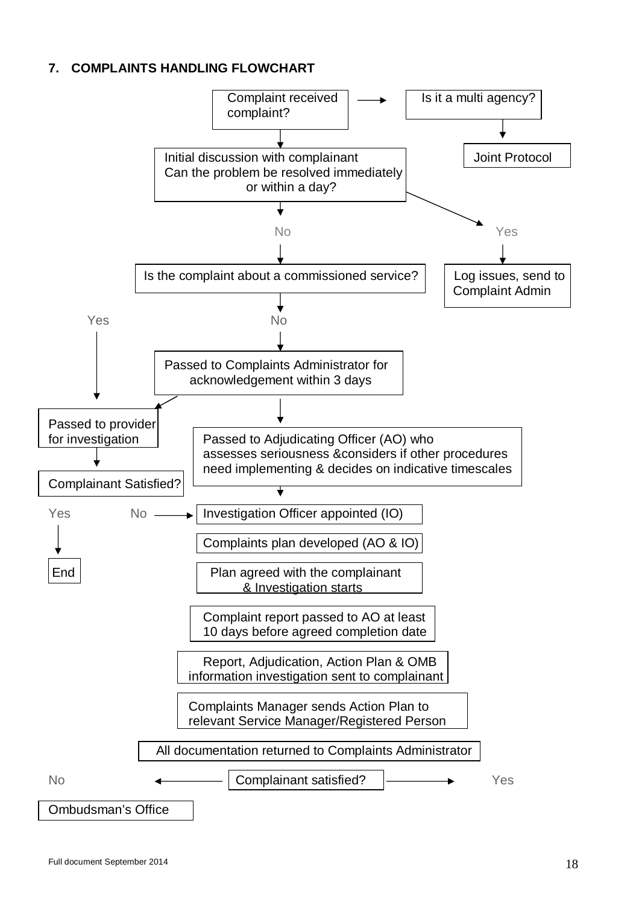## 7. COMPLAINTS HANDLING FLOWCHART

Complaint received → Is it a multi agency complaint? → Joint Protocol

Initial discussion with complainant
Can the problem be resolved immediately or within a day?

- Yes → Log issues, send to Complaint Admin
- No → Is the complaint about a commissioned service?
  - Yes → Passed to provider for investigation → Complainant Satisfied?
    - Yes → End
    - No → Investigation Officer appointed (IO)
  - No → Passed to Complaints Administrator for acknowledgement within 3 days → Passed to Adjudicating Officer (AO) who assesses seriousness &considers if other procedures need implementing & decides on indicative timescales → Investigation Officer appointed (IO)

Investigation Officer appointed (IO)

Complaints plan developed (AO & IO)

Plan agreed with the complainant & Investigation starts

Complaint report passed to AO at least 10 days before agreed completion date

Report, Adjudication, Action Plan & OMB information investigation sent to complainant

Complaints Manager sends Action Plan to relevant Service Manager/Registered Person

All documentation returned to Complaints Administrator

Complainant satisfied?

- No → Ombudsman's Office
- Yes

Full document September 2014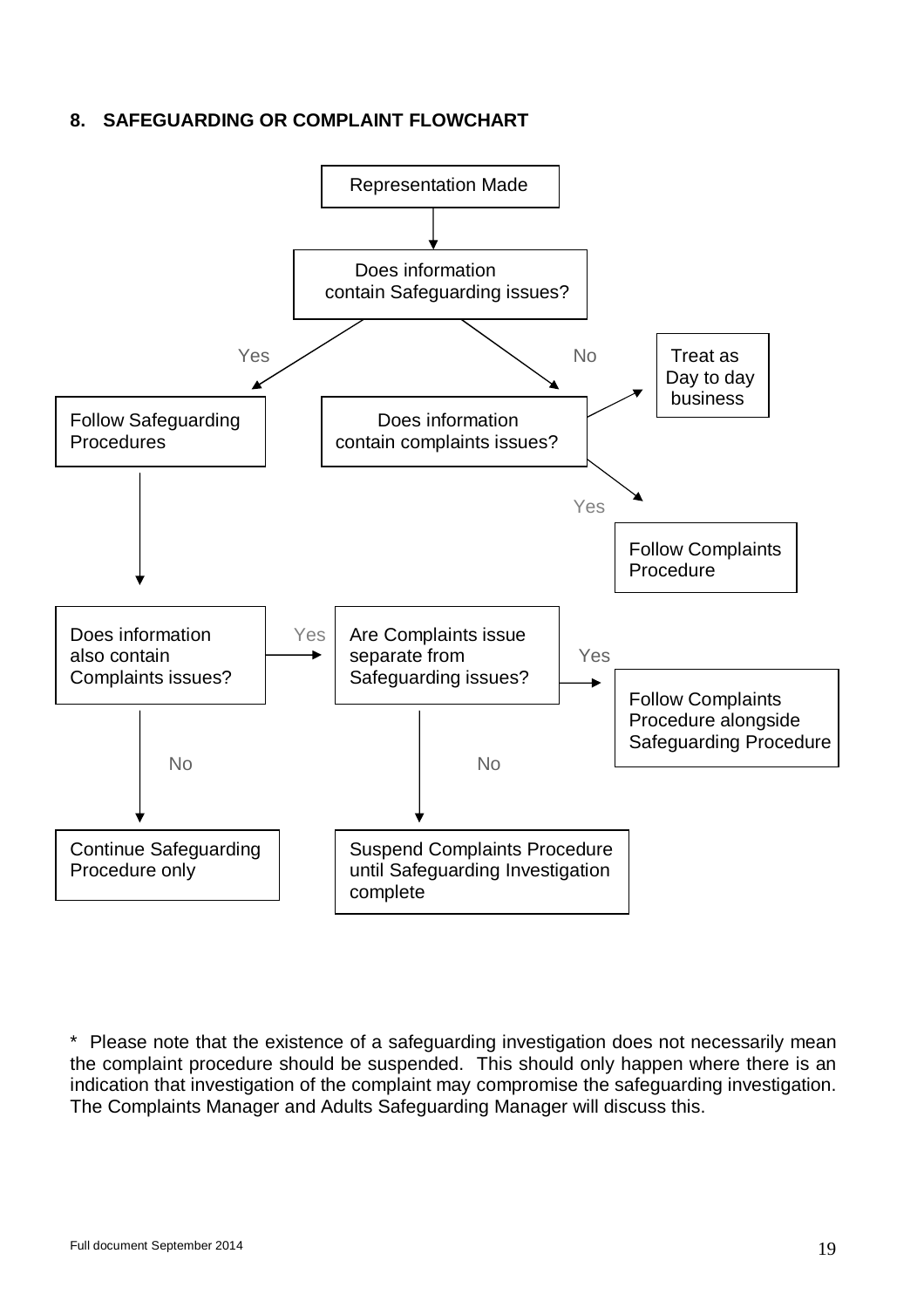## 8. SAFEGUARDING OR COMPLAINT FLOWCHART

Representation Made

Does information contain Safeguarding issues?

Yes → Follow Safeguarding Procedures

No → Does information contain complaints issues?

- No → Treat as Day to day business
- Yes → Follow Complaints Procedure

Follow Safeguarding Procedures → Does information also contain Complaints issues?

- No → Continue Safeguarding Procedure only
- Yes → Are Complaints issue separate from Safeguarding issues?
  - Yes → Follow Complaints Procedure alongside Safeguarding Procedure
  - No → Suspend Complaints Procedure until Safeguarding Investigation complete

\* Please note that the existence of a safeguarding investigation does not necessarily mean the complaint procedure should be suspended. This should only happen where there is an indication that investigation of the complaint may compromise the safeguarding investigation. The Complaints Manager and Adults Safeguarding Manager will discuss this.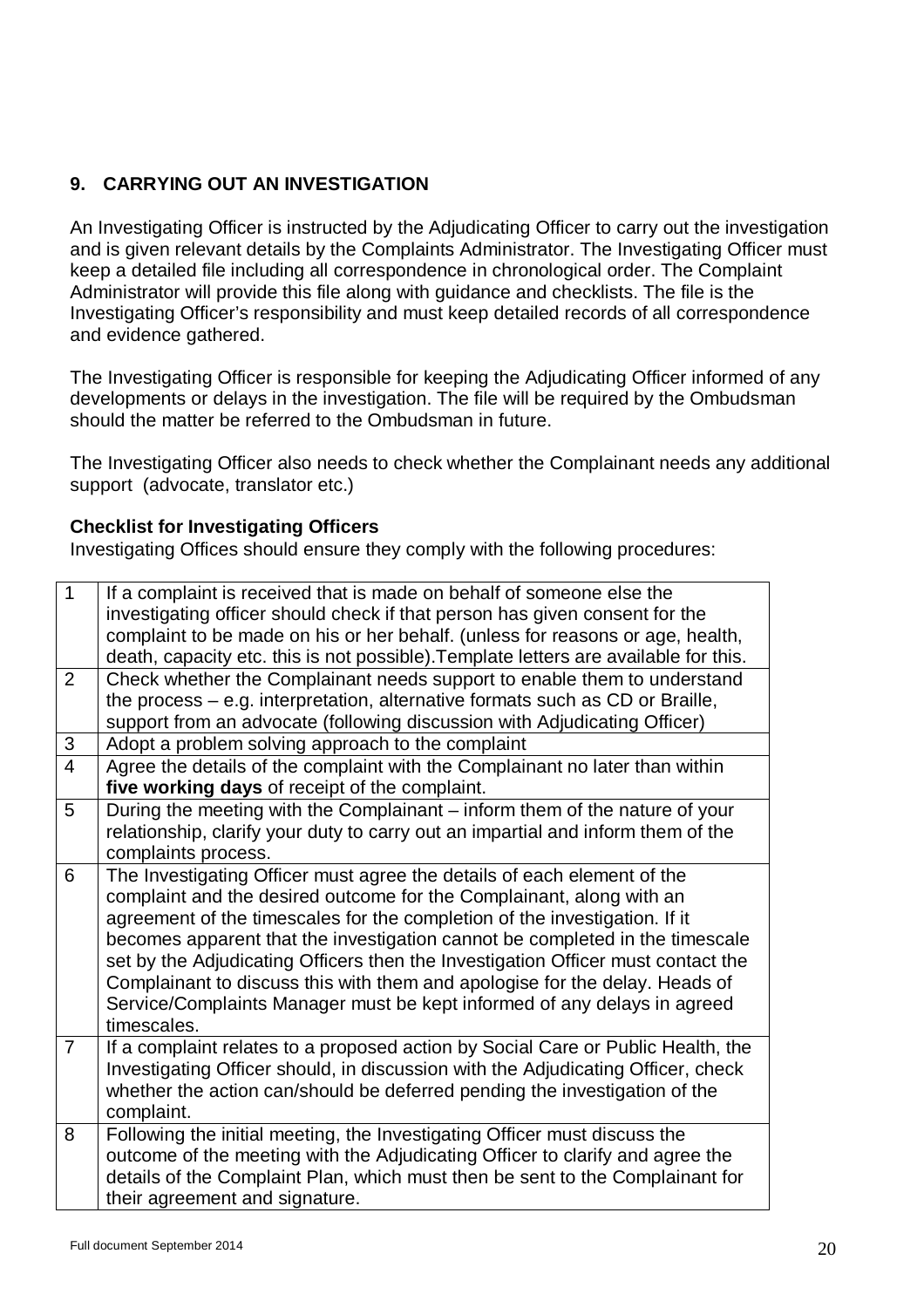## 9. CARRYING OUT AN INVESTIGATION

An Investigating Officer is instructed by the Adjudicating Officer to carry out the investigation and is given relevant details by the Complaints Administrator. The Investigating Officer must keep a detailed file including all correspondence in chronological order. The Complaint Administrator will provide this file along with guidance and checklists. The file is the Investigating Officer's responsibility and must keep detailed records of all correspondence and evidence gathered.

The Investigating Officer is responsible for keeping the Adjudicating Officer informed of any developments or delays in the investigation. The file will be required by the Ombudsman should the matter be referred to the Ombudsman in future.

The Investigating Officer also needs to check whether the Complainant needs any additional support (advocate, translator etc.)

**Checklist for Investigating Officers**

Investigating Offices should ensure they comply with the following procedures:

| | |
|---|---|
| 1 | If a complaint is received that is made on behalf of someone else the investigating officer should check if that person has given consent for the complaint to be made on his or her behalf. (unless for reasons or age, health, death, capacity etc. this is not possible).Template letters are available for this. |
| 2 | Check whether the Complainant needs support to enable them to understand the process – e.g. interpretation, alternative formats such as CD or Braille, support from an advocate (following discussion with Adjudicating Officer) |
| 3 | Adopt a problem solving approach to the complaint |
| 4 | Agree the details of the complaint with the Complainant no later than within **five working days** of receipt of the complaint. |
| 5 | During the meeting with the Complainant – inform them of the nature of your relationship, clarify your duty to carry out an impartial and inform them of the complaints process. |
| 6 | The Investigating Officer must agree the details of each element of the complaint and the desired outcome for the Complainant, along with an agreement of the timescales for the completion of the investigation. If it becomes apparent that the investigation cannot be completed in the timescale set by the Adjudicating Officers then the Investigation Officer must contact the Complainant to discuss this with them and apologise for the delay. Heads of Service/Complaints Manager must be kept informed of any delays in agreed timescales. |
| 7 | If a complaint relates to a proposed action by Social Care or Public Health, the Investigating Officer should, in discussion with the Adjudicating Officer, check whether the action can/should be deferred pending the investigation of the complaint. |
| 8 | Following the initial meeting, the Investigating Officer must discuss the outcome of the meeting with the Adjudicating Officer to clarify and agree the details of the Complaint Plan, which must then be sent to the Complainant for their agreement and signature. |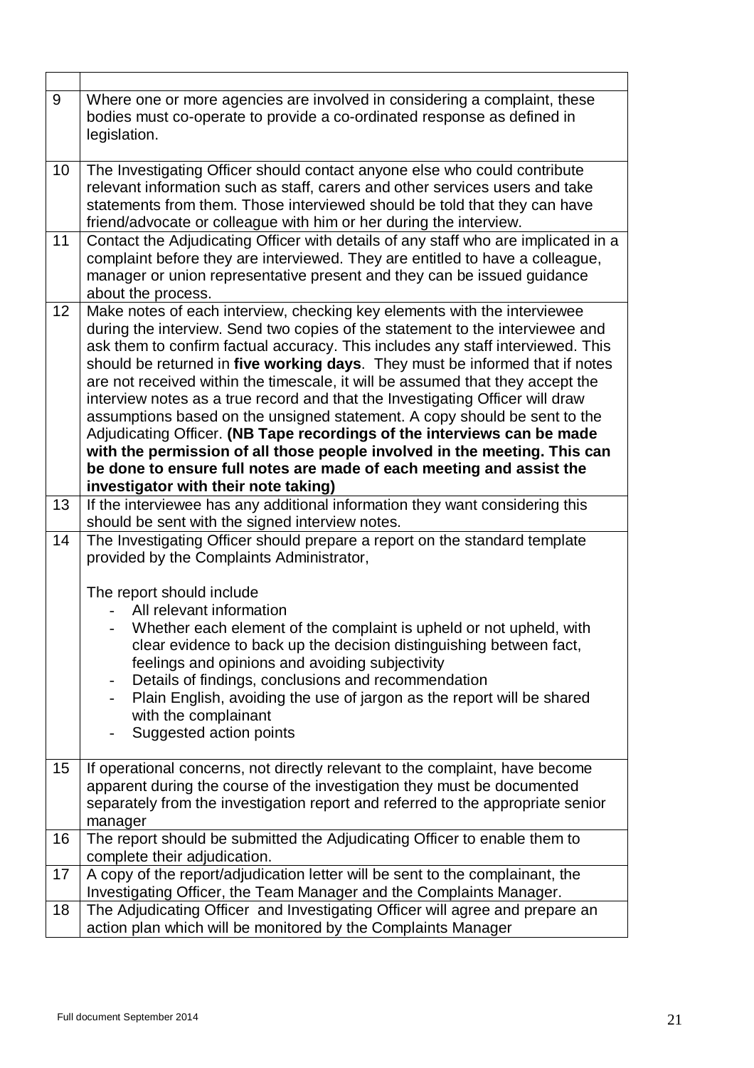| | |
|---|---|
| 9 | Where one or more agencies are involved in considering a complaint, these bodies must co-operate to provide a co-ordinated response as defined in legislation. |
| 10 | The Investigating Officer should contact anyone else who could contribute relevant information such as staff, carers and other services users and take statements from them. Those interviewed should be told that they can have friend/advocate or colleague with him or her during the interview. |
| 11 | Contact the Adjudicating Officer with details of any staff who are implicated in a complaint before they are interviewed. They are entitled to have a colleague, manager or union representative present and they can be issued guidance about the process. |
| 12 | Make notes of each interview, checking key elements with the interviewee during the interview. Send two copies of the statement to the interviewee and ask them to confirm factual accuracy. This includes any staff interviewed. This should be returned in **five working days**. They must be informed that if notes are not received within the timescale, it will be assumed that they accept the interview notes as a true record and that the Investigating Officer will draw assumptions based on the unsigned statement. A copy should be sent to the Adjudicating Officer. **(NB Tape recordings of the interviews can be made with the permission of all those people involved in the meeting. This can be done to ensure full notes are made of each meeting and assist the investigator with their note taking)** |
| 13 | If the interviewee has any additional information they want considering this should be sent with the signed interview notes. |
| 14 | The Investigating Officer should prepare a report on the standard template provided by the Complaints Administrator,<br><br>The report should include<br>- All relevant information<br>- Whether each element of the complaint is upheld or not upheld, with clear evidence to back up the decision distinguishing between fact, feelings and opinions and avoiding subjectivity<br>- Details of findings, conclusions and recommendation<br>- Plain English, avoiding the use of jargon as the report will be shared with the complainant<br>- Suggested action points |
| 15 | If operational concerns, not directly relevant to the complaint, have become apparent during the course of the investigation they must be documented separately from the investigation report and referred to the appropriate senior manager |
| 16 | The report should be submitted the Adjudicating Officer to enable them to complete their adjudication. |
| 17 | A copy of the report/adjudication letter will be sent to the complainant, the Investigating Officer, the Team Manager and the Complaints Manager. |
| 18 | The Adjudicating Officer and Investigating Officer will agree and prepare an action plan which will be monitored by the Complaints Manager |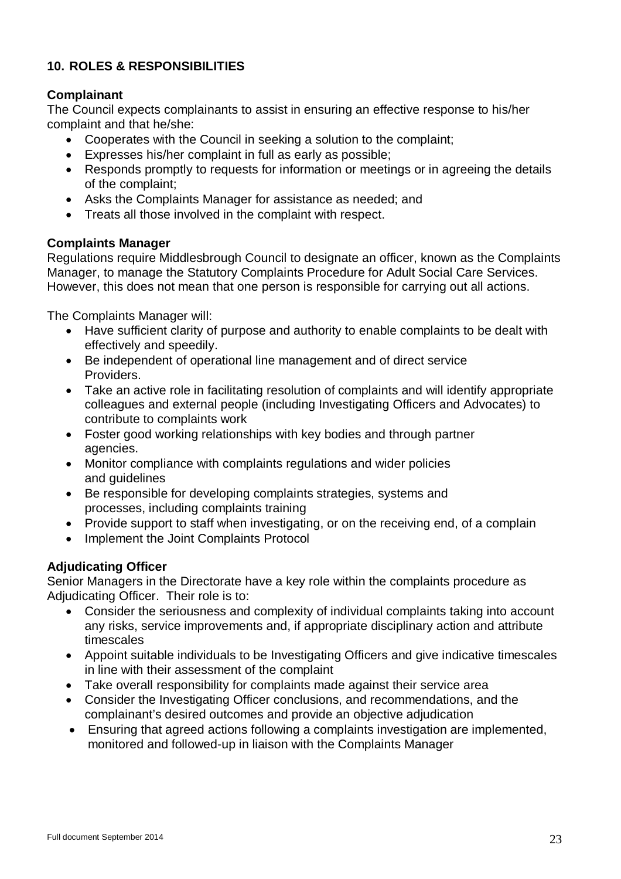## 10. ROLES & RESPONSIBILITIES

**Complainant**

The Council expects complainants to assist in ensuring an effective response to his/her complaint and that he/she:

- Cooperates with the Council in seeking a solution to the complaint;
- Expresses his/her complaint in full as early as possible;
- Responds promptly to requests for information or meetings or in agreeing the details of the complaint;
- Asks the Complaints Manager for assistance as needed; and
- Treats all those involved in the complaint with respect.

**Complaints Manager**

Regulations require Middlesbrough Council to designate an officer, known as the Complaints Manager, to manage the Statutory Complaints Procedure for Adult Social Care Services. However, this does not mean that one person is responsible for carrying out all actions.

The Complaints Manager will:

- Have sufficient clarity of purpose and authority to enable complaints to be dealt with effectively and speedily.
- Be independent of operational line management and of direct service Providers.
- Take an active role in facilitating resolution of complaints and will identify appropriate colleagues and external people (including Investigating Officers and Advocates) to contribute to complaints work
- Foster good working relationships with key bodies and through partner agencies.
- Monitor compliance with complaints regulations and wider policies and guidelines
- Be responsible for developing complaints strategies, systems and processes, including complaints training
- Provide support to staff when investigating, or on the receiving end, of a complain
- Implement the Joint Complaints Protocol

**Adjudicating Officer**

Senior Managers in the Directorate have a key role within the complaints procedure as Adjudicating Officer. Their role is to:

- Consider the seriousness and complexity of individual complaints taking into account any risks, service improvements and, if appropriate disciplinary action and attribute timescales
- Appoint suitable individuals to be Investigating Officers and give indicative timescales in line with their assessment of the complaint
- Take overall responsibility for complaints made against their service area
- Consider the Investigating Officer conclusions, and recommendations, and the complainant's desired outcomes and provide an objective adjudication
- Ensuring that agreed actions following a complaints investigation are implemented, monitored and followed-up in liaison with the Complaints Manager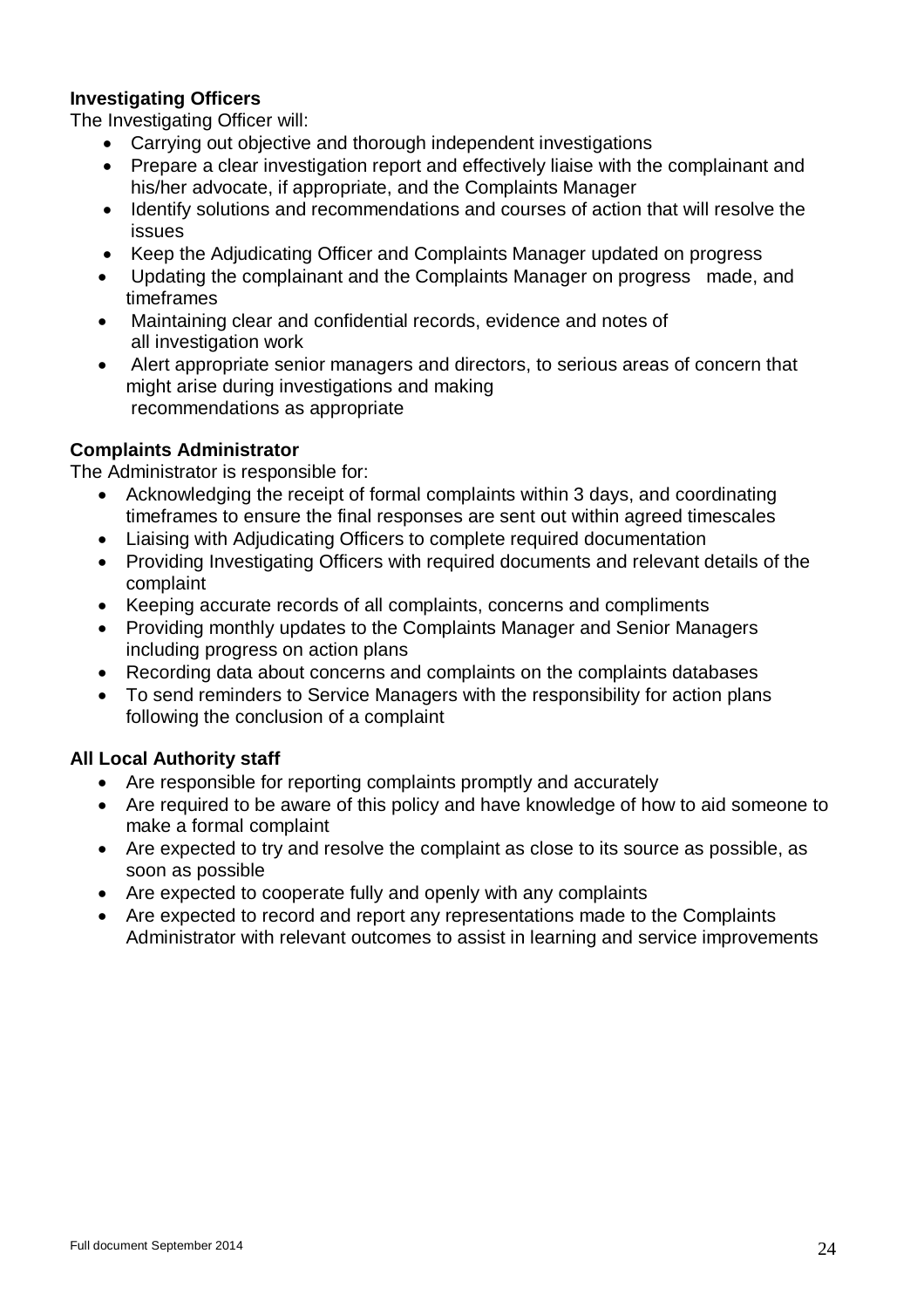**Investigating Officers**

The Investigating Officer will:

- Carrying out objective and thorough independent investigations
- Prepare a clear investigation report and effectively liaise with the complainant and his/her advocate, if appropriate, and the Complaints Manager
- Identify solutions and recommendations and courses of action that will resolve the issues
- Keep the Adjudicating Officer and Complaints Manager updated on progress
- Updating the complainant and the Complaints Manager on progress made, and timeframes
- Maintaining clear and confidential records, evidence and notes of all investigation work
- Alert appropriate senior managers and directors, to serious areas of concern that might arise during investigations and making recommendations as appropriate

**Complaints Administrator**

The Administrator is responsible for:

- Acknowledging the receipt of formal complaints within 3 days, and coordinating timeframes to ensure the final responses are sent out within agreed timescales
- Liaising with Adjudicating Officers to complete required documentation
- Providing Investigating Officers with required documents and relevant details of the complaint
- Keeping accurate records of all complaints, concerns and compliments
- Providing monthly updates to the Complaints Manager and Senior Managers including progress on action plans
- Recording data about concerns and complaints on the complaints databases
- To send reminders to Service Managers with the responsibility for action plans following the conclusion of a complaint

**All Local Authority staff**

- Are responsible for reporting complaints promptly and accurately
- Are required to be aware of this policy and have knowledge of how to aid someone to make a formal complaint
- Are expected to try and resolve the complaint as close to its source as possible, as soon as possible
- Are expected to cooperate fully and openly with any complaints
- Are expected to record and report any representations made to the Complaints Administrator with relevant outcomes to assist in learning and service improvements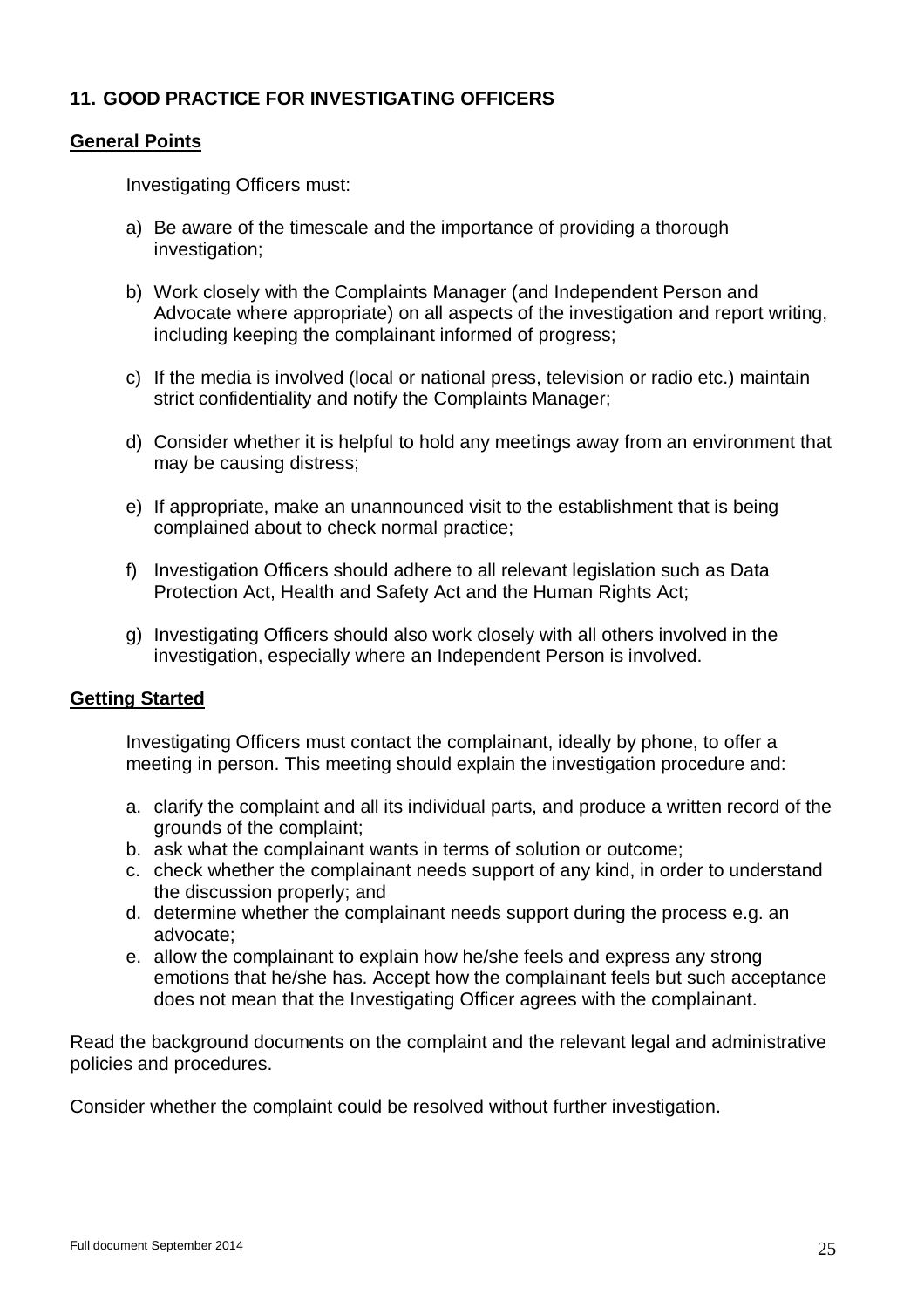## 11. GOOD PRACTICE FOR INVESTIGATING OFFICERS

### General Points

Investigating Officers must:

a) Be aware of the timescale and the importance of providing a thorough investigation;

b) Work closely with the Complaints Manager (and Independent Person and Advocate where appropriate) on all aspects of the investigation and report writing, including keeping the complainant informed of progress;

c) If the media is involved (local or national press, television or radio etc.) maintain strict confidentiality and notify the Complaints Manager;

d) Consider whether it is helpful to hold any meetings away from an environment that may be causing distress;

e) If appropriate, make an unannounced visit to the establishment that is being complained about to check normal practice;

f) Investigation Officers should adhere to all relevant legislation such as Data Protection Act, Health and Safety Act and the Human Rights Act;

g) Investigating Officers should also work closely with all others involved in the investigation, especially where an Independent Person is involved.

### Getting Started

Investigating Officers must contact the complainant, ideally by phone, to offer a meeting in person. This meeting should explain the investigation procedure and:

a. clarify the complaint and all its individual parts, and produce a written record of the grounds of the complaint;
b. ask what the complainant wants in terms of solution or outcome;
c. check whether the complainant needs support of any kind, in order to understand the discussion properly; and
d. determine whether the complainant needs support during the process e.g. an advocate;
e. allow the complainant to explain how he/she feels and express any strong emotions that he/she has. Accept how the complainant feels but such acceptance does not mean that the Investigating Officer agrees with the complainant.

Read the background documents on the complaint and the relevant legal and administrative policies and procedures.

Consider whether the complaint could be resolved without further investigation.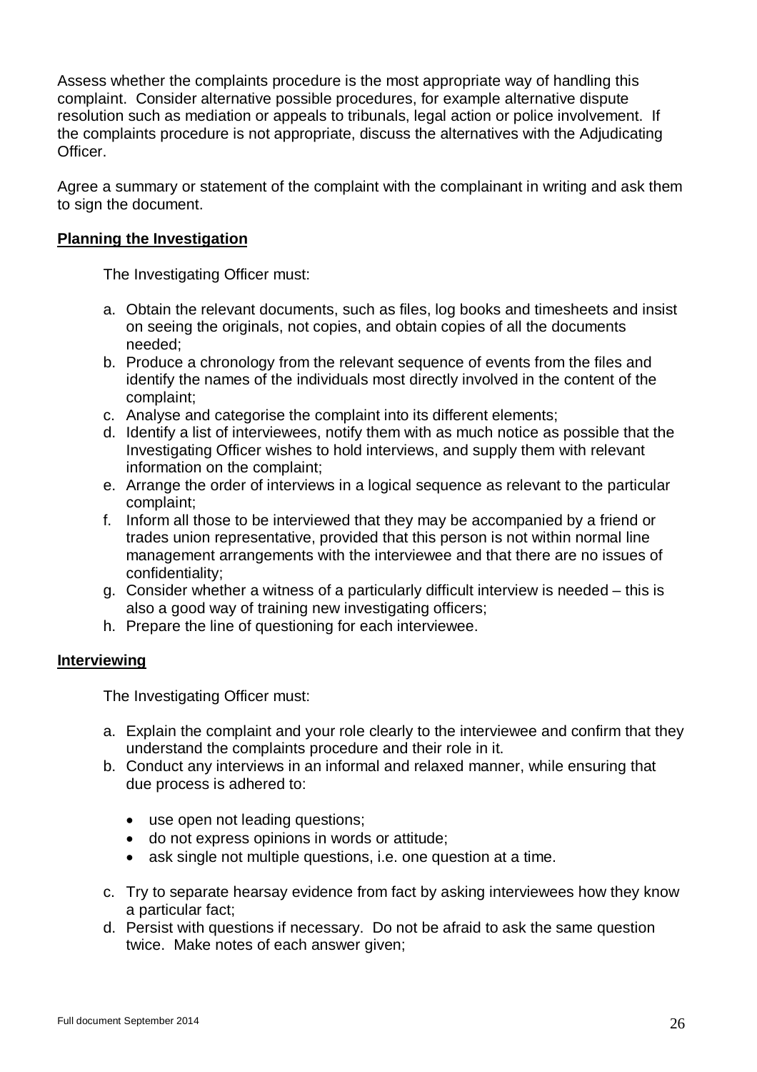Assess whether the complaints procedure is the most appropriate way of handling this complaint. Consider alternative possible procedures, for example alternative dispute resolution such as mediation or appeals to tribunals, legal action or police involvement. If the complaints procedure is not appropriate, discuss the alternatives with the Adjudicating Officer.

Agree a summary or statement of the complaint with the complainant in writing and ask them to sign the document.

**Planning the Investigation**

The Investigating Officer must:

a. Obtain the relevant documents, such as files, log books and timesheets and insist on seeing the originals, not copies, and obtain copies of all the documents needed;
b. Produce a chronology from the relevant sequence of events from the files and identify the names of the individuals most directly involved in the content of the complaint;
c. Analyse and categorise the complaint into its different elements;
d. Identify a list of interviewees, notify them with as much notice as possible that the Investigating Officer wishes to hold interviews, and supply them with relevant information on the complaint;
e. Arrange the order of interviews in a logical sequence as relevant to the particular complaint;
f. Inform all those to be interviewed that they may be accompanied by a friend or trades union representative, provided that this person is not within normal line management arrangements with the interviewee and that there are no issues of confidentiality;
g. Consider whether a witness of a particularly difficult interview is needed – this is also a good way of training new investigating officers;
h. Prepare the line of questioning for each interviewee.

**Interviewing**

The Investigating Officer must:

a. Explain the complaint and your role clearly to the interviewee and confirm that they understand the complaints procedure and their role in it.
b. Conduct any interviews in an informal and relaxed manner, while ensuring that due process is adhered to:

    - use open not leading questions;
    - do not express opinions in words or attitude;
    - ask single not multiple questions, i.e. one question at a time.

c. Try to separate hearsay evidence from fact by asking interviewees how they know a particular fact;
d. Persist with questions if necessary. Do not be afraid to ask the same question twice. Make notes of each answer given;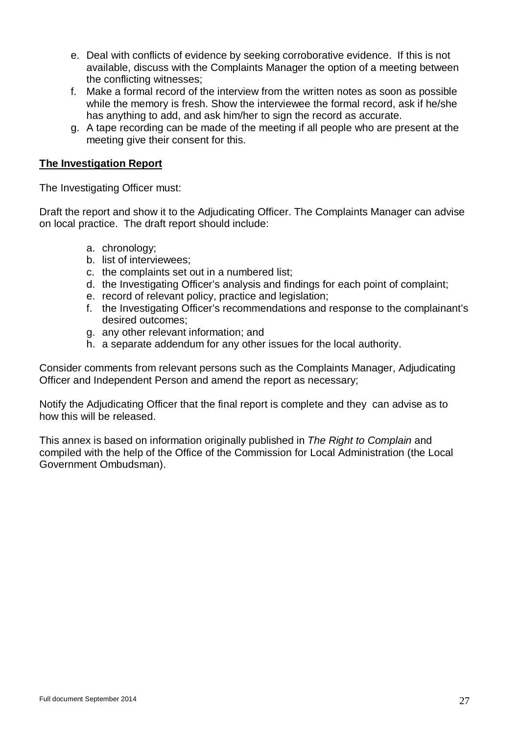e. Deal with conflicts of evidence by seeking corroborative evidence. If this is not available, discuss with the Complaints Manager the option of a meeting between the conflicting witnesses;
f. Make a formal record of the interview from the written notes as soon as possible while the memory is fresh. Show the interviewee the formal record, ask if he/she has anything to add, and ask him/her to sign the record as accurate.
g. A tape recording can be made of the meeting if all people who are present at the meeting give their consent for this.

**The Investigation Report**

The Investigating Officer must:

Draft the report and show it to the Adjudicating Officer. The Complaints Manager can advise on local practice. The draft report should include:

a. chronology;
b. list of interviewees;
c. the complaints set out in a numbered list;
d. the Investigating Officer's analysis and findings for each point of complaint;
e. record of relevant policy, practice and legislation;
f. the Investigating Officer's recommendations and response to the complainant's desired outcomes;
g. any other relevant information; and
h. a separate addendum for any other issues for the local authority.

Consider comments from relevant persons such as the Complaints Manager, Adjudicating Officer and Independent Person and amend the report as necessary;

Notify the Adjudicating Officer that the final report is complete and they can advise as to how this will be released.

This annex is based on information originally published in *The Right to Complain* and compiled with the help of the Office of the Commission for Local Administration (the Local Government Ombudsman).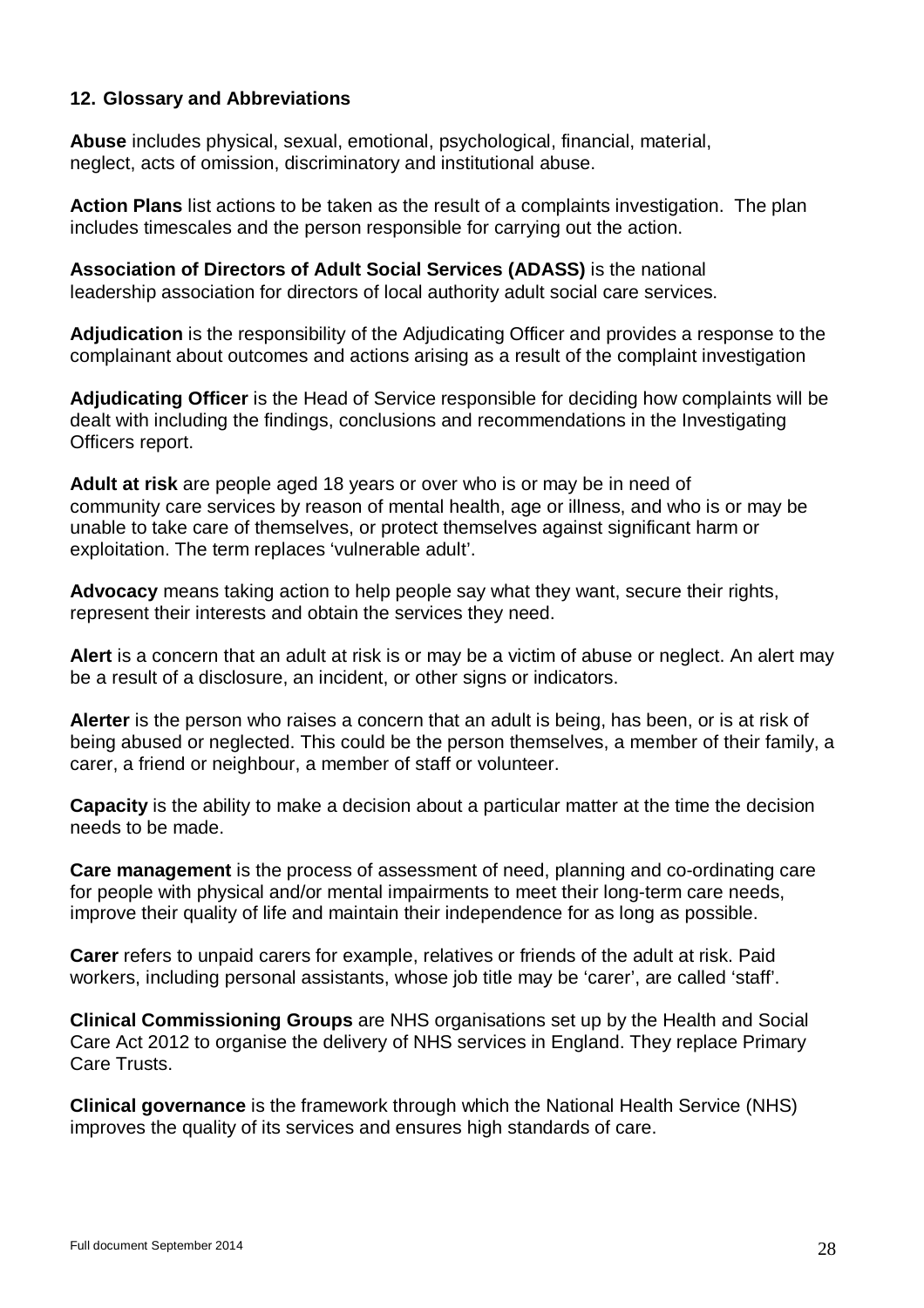## 12. Glossary and Abbreviations

**Abuse** includes physical, sexual, emotional, psychological, financial, material, neglect, acts of omission, discriminatory and institutional abuse.

**Action Plans** list actions to be taken as the result of a complaints investigation. The plan includes timescales and the person responsible for carrying out the action.

**Association of Directors of Adult Social Services (ADASS)** is the national leadership association for directors of local authority adult social care services.

**Adjudication** is the responsibility of the Adjudicating Officer and provides a response to the complainant about outcomes and actions arising as a result of the complaint investigation

**Adjudicating Officer** is the Head of Service responsible for deciding how complaints will be dealt with including the findings, conclusions and recommendations in the Investigating Officers report.

**Adult at risk** are people aged 18 years or over who is or may be in need of community care services by reason of mental health, age or illness, and who is or may be unable to take care of themselves, or protect themselves against significant harm or exploitation. The term replaces 'vulnerable adult'.

**Advocacy** means taking action to help people say what they want, secure their rights, represent their interests and obtain the services they need.

**Alert** is a concern that an adult at risk is or may be a victim of abuse or neglect. An alert may be a result of a disclosure, an incident, or other signs or indicators.

**Alerter** is the person who raises a concern that an adult is being, has been, or is at risk of being abused or neglected. This could be the person themselves, a member of their family, a carer, a friend or neighbour, a member of staff or volunteer.

**Capacity** is the ability to make a decision about a particular matter at the time the decision needs to be made.

**Care management** is the process of assessment of need, planning and co-ordinating care for people with physical and/or mental impairments to meet their long-term care needs, improve their quality of life and maintain their independence for as long as possible.

**Carer** refers to unpaid carers for example, relatives or friends of the adult at risk. Paid workers, including personal assistants, whose job title may be 'carer', are called 'staff'.

**Clinical Commissioning Groups** are NHS organisations set up by the Health and Social Care Act 2012 to organise the delivery of NHS services in England. They replace Primary Care Trusts.

**Clinical governance** is the framework through which the National Health Service (NHS) improves the quality of its services and ensures high standards of care.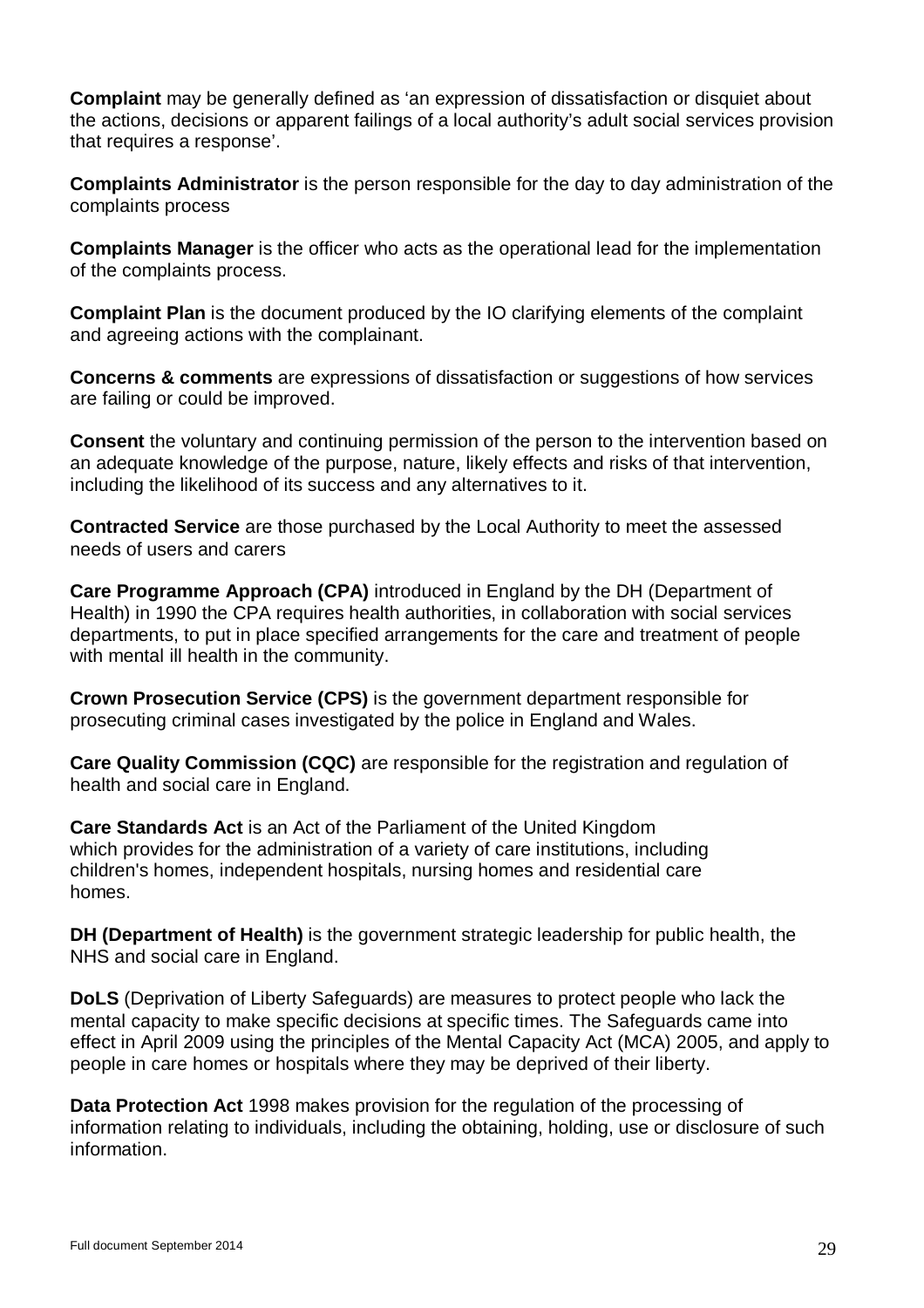**Complaint** may be generally defined as 'an expression of dissatisfaction or disquiet about the actions, decisions or apparent failings of a local authority's adult social services provision that requires a response'.

**Complaints Administrator** is the person responsible for the day to day administration of the complaints process

**Complaints Manager** is the officer who acts as the operational lead for the implementation of the complaints process.

**Complaint Plan** is the document produced by the IO clarifying elements of the complaint and agreeing actions with the complainant.

**Concerns & comments** are expressions of dissatisfaction or suggestions of how services are failing or could be improved.

**Consent** the voluntary and continuing permission of the person to the intervention based on an adequate knowledge of the purpose, nature, likely effects and risks of that intervention, including the likelihood of its success and any alternatives to it.

**Contracted Service** are those purchased by the Local Authority to meet the assessed needs of users and carers

**Care Programme Approach (CPA)** introduced in England by the DH (Department of Health) in 1990 the CPA requires health authorities, in collaboration with social services departments, to put in place specified arrangements for the care and treatment of people with mental ill health in the community.

**Crown Prosecution Service (CPS)** is the government department responsible for prosecuting criminal cases investigated by the police in England and Wales.

**Care Quality Commission (CQC)** are responsible for the registration and regulation of health and social care in England.

**Care Standards Act** is an Act of the Parliament of the United Kingdom which provides for the administration of a variety of care institutions, including children's homes, independent hospitals, nursing homes and residential care homes.

**DH (Department of Health)** is the government strategic leadership for public health, the NHS and social care in England.

**DoLS** (Deprivation of Liberty Safeguards) are measures to protect people who lack the mental capacity to make specific decisions at specific times. The Safeguards came into effect in April 2009 using the principles of the Mental Capacity Act (MCA) 2005, and apply to people in care homes or hospitals where they may be deprived of their liberty.

**Data Protection Act** 1998 makes provision for the regulation of the processing of information relating to individuals, including the obtaining, holding, use or disclosure of such information.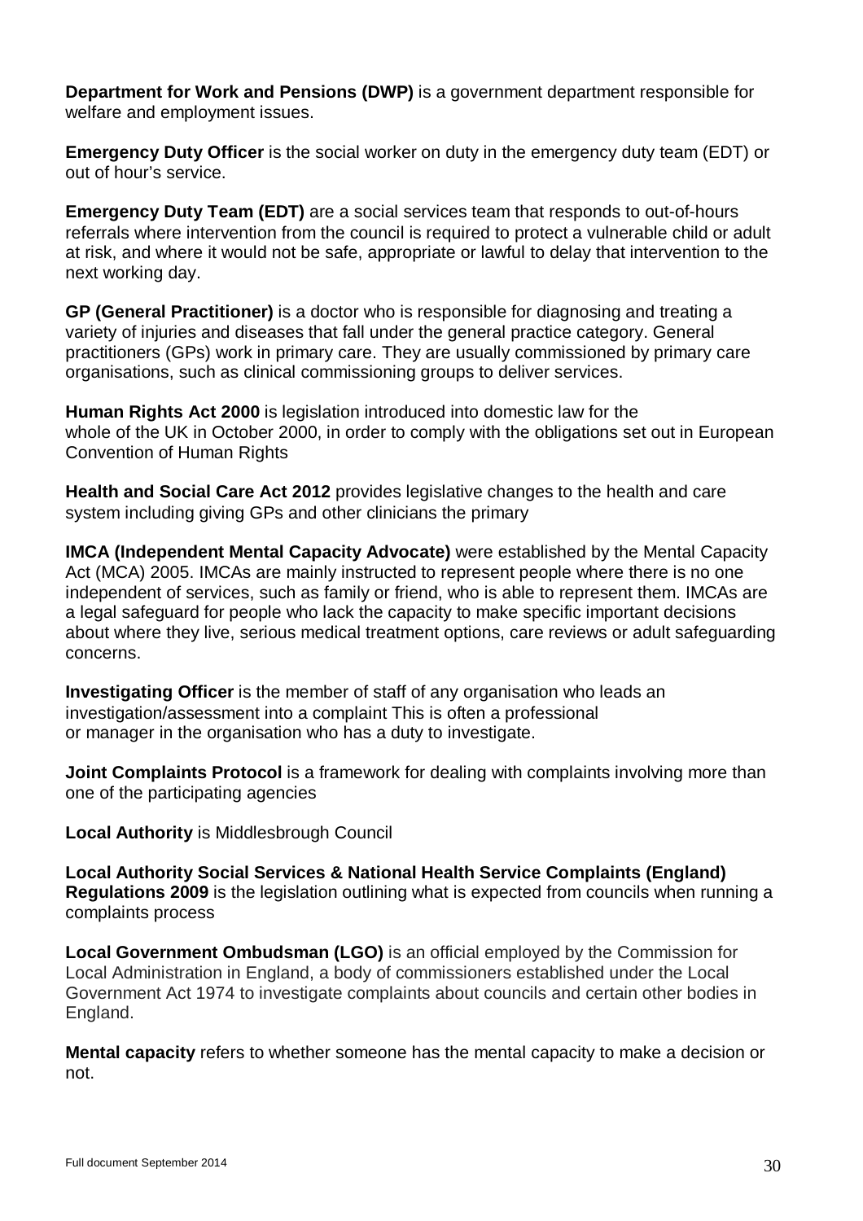**Department for Work and Pensions (DWP)** is a government department responsible for welfare and employment issues.

**Emergency Duty Officer** is the social worker on duty in the emergency duty team (EDT) or out of hour's service.

**Emergency Duty Team (EDT)** are a social services team that responds to out-of-hours referrals where intervention from the council is required to protect a vulnerable child or adult at risk, and where it would not be safe, appropriate or lawful to delay that intervention to the next working day.

**GP (General Practitioner)** is a doctor who is responsible for diagnosing and treating a variety of injuries and diseases that fall under the general practice category. General practitioners (GPs) work in primary care. They are usually commissioned by primary care organisations, such as clinical commissioning groups to deliver services.

**Human Rights Act 2000** is legislation introduced into domestic law for the whole of the UK in October 2000, in order to comply with the obligations set out in European Convention of Human Rights

**Health and Social Care Act 2012** provides legislative changes to the health and care system including giving GPs and other clinicians the primary

**IMCA (Independent Mental Capacity Advocate)** were established by the Mental Capacity Act (MCA) 2005. IMCAs are mainly instructed to represent people where there is no one independent of services, such as family or friend, who is able to represent them. IMCAs are a legal safeguard for people who lack the capacity to make specific important decisions about where they live, serious medical treatment options, care reviews or adult safeguarding concerns.

**Investigating Officer** is the member of staff of any organisation who leads an investigation/assessment into a complaint This is often a professional or manager in the organisation who has a duty to investigate.

**Joint Complaints Protocol** is a framework for dealing with complaints involving more than one of the participating agencies

**Local Authority** is Middlesbrough Council

**Local Authority Social Services & National Health Service Complaints (England) Regulations 2009** is the legislation outlining what is expected from councils when running a complaints process

**Local Government Ombudsman (LGO)** is an official employed by the Commission for Local Administration in England, a body of commissioners established under the Local Government Act 1974 to investigate complaints about councils and certain other bodies in England.

**Mental capacity** refers to whether someone has the mental capacity to make a decision or not.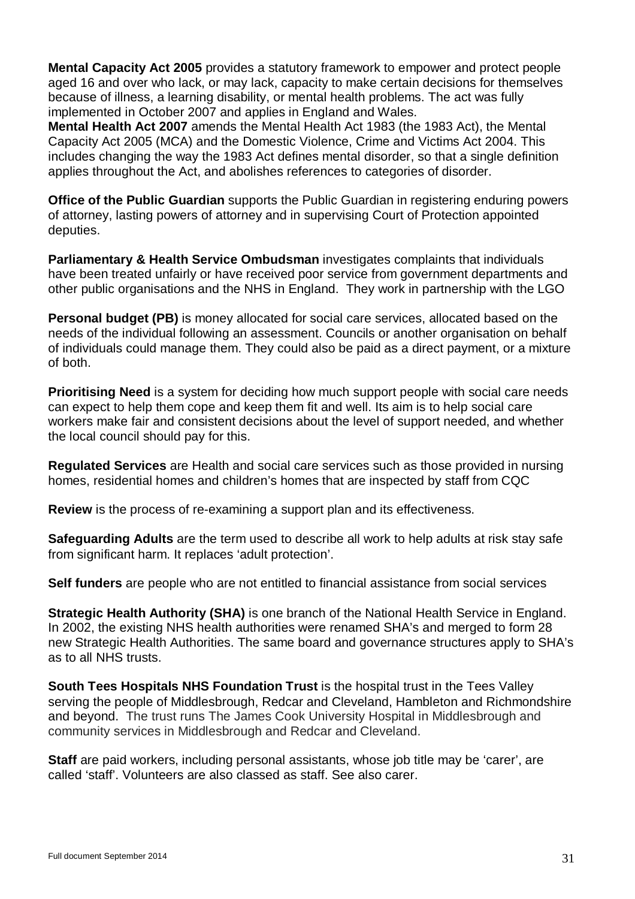**Mental Capacity Act 2005** provides a statutory framework to empower and protect people aged 16 and over who lack, or may lack, capacity to make certain decisions for themselves because of illness, a learning disability, or mental health problems. The act was fully implemented in October 2007 and applies in England and Wales.

**Mental Health Act 2007** amends the Mental Health Act 1983 (the 1983 Act), the Mental Capacity Act 2005 (MCA) and the Domestic Violence, Crime and Victims Act 2004. This includes changing the way the 1983 Act defines mental disorder, so that a single definition applies throughout the Act, and abolishes references to categories of disorder.

**Office of the Public Guardian** supports the Public Guardian in registering enduring powers of attorney, lasting powers of attorney and in supervising Court of Protection appointed deputies.

**Parliamentary & Health Service Ombudsman** investigates complaints that individuals have been treated unfairly or have received poor service from government departments and other public organisations and the NHS in England. They work in partnership with the LGO

**Personal budget (PB)** is money allocated for social care services, allocated based on the needs of the individual following an assessment. Councils or another organisation on behalf of individuals could manage them. They could also be paid as a direct payment, or a mixture of both.

**Prioritising Need** is a system for deciding how much support people with social care needs can expect to help them cope and keep them fit and well. Its aim is to help social care workers make fair and consistent decisions about the level of support needed, and whether the local council should pay for this.

**Regulated Services** are Health and social care services such as those provided in nursing homes, residential homes and children's homes that are inspected by staff from CQC

**Review** is the process of re-examining a support plan and its effectiveness.

**Safeguarding Adults** are the term used to describe all work to help adults at risk stay safe from significant harm. It replaces 'adult protection'.

**Self funders** are people who are not entitled to financial assistance from social services

**Strategic Health Authority (SHA)** is one branch of the National Health Service in England. In 2002, the existing NHS health authorities were renamed SHA's and merged to form 28 new Strategic Health Authorities. The same board and governance structures apply to SHA's as to all NHS trusts.

**South Tees Hospitals NHS Foundation Trust** is the hospital trust in the Tees Valley serving the people of Middlesbrough, Redcar and Cleveland, Hambleton and Richmondshire and beyond. The trust runs The James Cook University Hospital in Middlesbrough and community services in Middlesbrough and Redcar and Cleveland.

**Staff** are paid workers, including personal assistants, whose job title may be 'carer', are called 'staff'. Volunteers are also classed as staff. See also carer.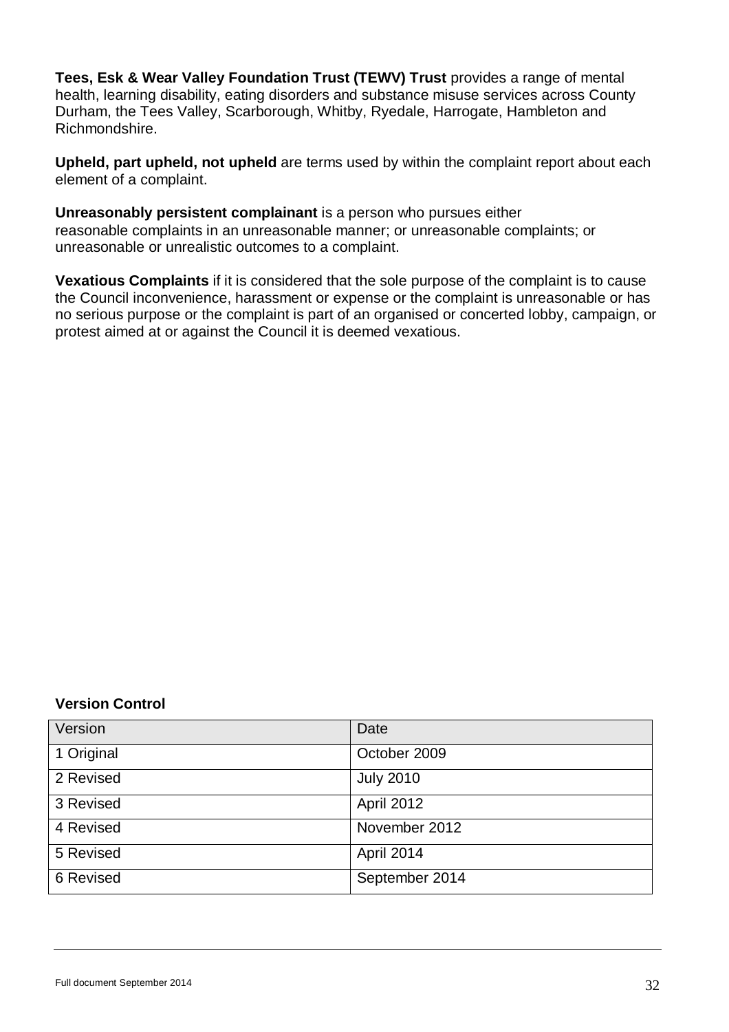**Tees, Esk & Wear Valley Foundation Trust (TEWV) Trust** provides a range of mental health, learning disability, eating disorders and substance misuse services across County Durham, the Tees Valley, Scarborough, Whitby, Ryedale, Harrogate, Hambleton and Richmondshire.

**Upheld, part upheld, not upheld** are terms used by within the complaint report about each element of a complaint.

**Unreasonably persistent complainant** is a person who pursues either reasonable complaints in an unreasonable manner; or unreasonable complaints; or unreasonable or unrealistic outcomes to a complaint.

**Vexatious Complaints** if it is considered that the sole purpose of the complaint is to cause the Council inconvenience, harassment or expense or the complaint is unreasonable or has no serious purpose or the complaint is part of an organised or concerted lobby, campaign, or protest aimed at or against the Council it is deemed vexatious.

**Version Control**

| Version | Date |
|---|---|
| 1 Original | October 2009 |
| 2 Revised | July 2010 |
| 3 Revised | April 2012 |
| 4 Revised | November 2012 |
| 5 Revised | April 2014 |
| 6 Revised | September 2014 |